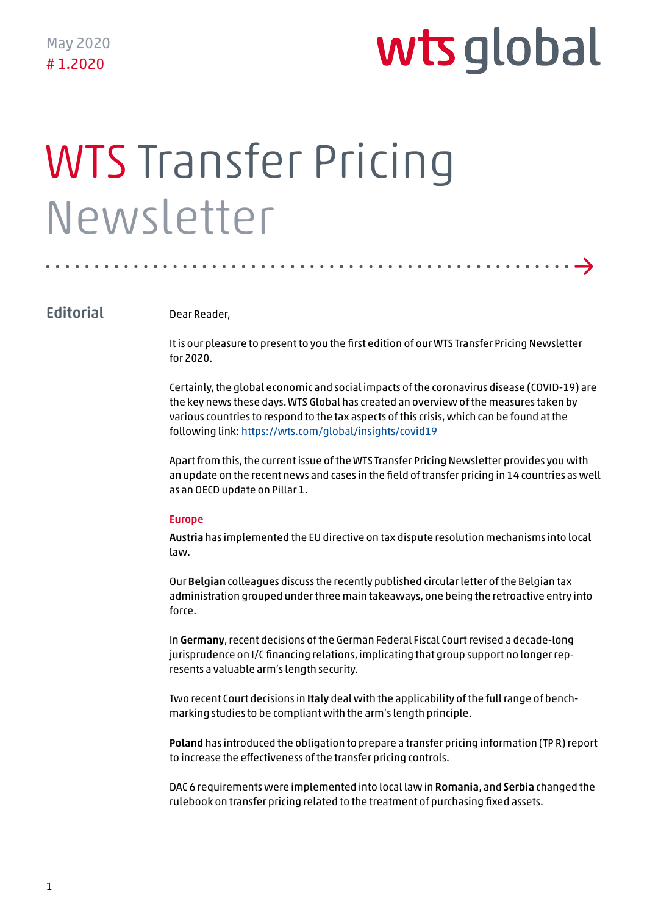May 2020
# 1.2020

wts global

# WTS Transfer Pricing Newsletter

## Editorial

Dear Reader,

It is our pleasure to present to you the first edition of our WTS Transfer Pricing Newsletter for 2020.

Certainly, the global economic and social impacts of the coronavirus disease (COVID-19) are the key news these days. WTS Global has created an overview of the measures taken by various countries to respond to the tax aspects of this crisis, which can be found at the following link: https://wts.com/global/insights/covid19

Apart from this, the current issue of the WTS Transfer Pricing Newsletter provides you with an update on the recent news and cases in the field of transfer pricing in 14 countries as well as an OECD update on Pillar 1.

### Europe

**Austria** has implemented the EU directive on tax dispute resolution mechanisms into local law.

Our **Belgian** colleagues discuss the recently published circular letter of the Belgian tax administration grouped under three main takeaways, one being the retroactive entry into force.

In **Germany**, recent decisions of the German Federal Fiscal Court revised a decade-long jurisprudence on I/C financing relations, implicating that group support no longer represents a valuable arm's length security.

Two recent Court decisions in **Italy** deal with the applicability of the full range of benchmarking studies to be compliant with the arm's length principle.

**Poland** has introduced the obligation to prepare a transfer pricing information (TP R) report to increase the effectiveness of the transfer pricing controls.

DAC 6 requirements were implemented into local law in **Romania**, and **Serbia** changed the rulebook on transfer pricing related to the treatment of purchasing fixed assets.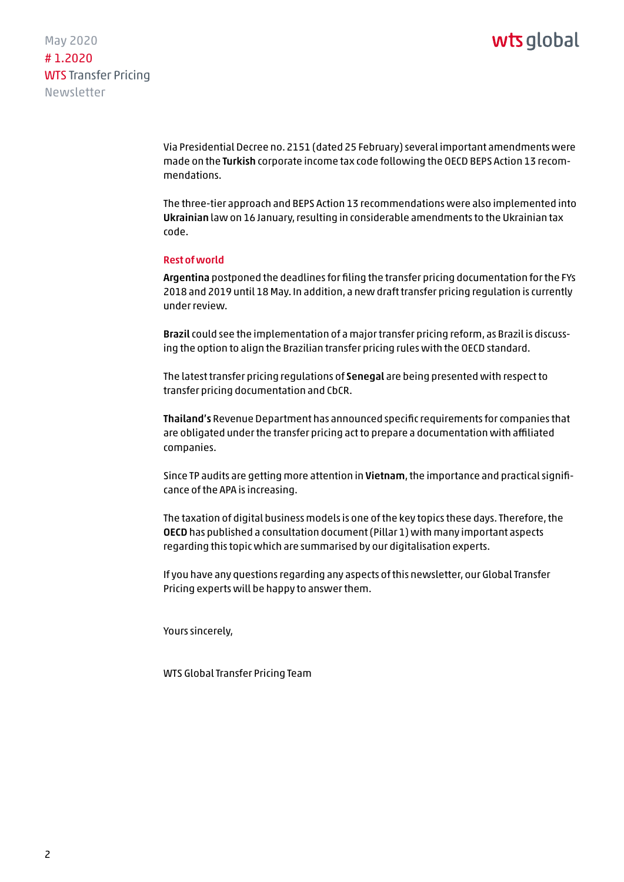Via Presidential Decree no. 2151 (dated 25 February) several important amendments were made on the **Turkish** corporate income tax code following the OECD BEPS Action 13 recommendations.

The three-tier approach and BEPS Action 13 recommendations were also implemented into **Ukrainian** law on 16 January, resulting in considerable amendments to the Ukrainian tax code.

### Rest of world

**Argentina** postponed the deadlines for filing the transfer pricing documentation for the FYs 2018 and 2019 until 18 May. In addition, a new draft transfer pricing regulation is currently under review.

**Brazil** could see the implementation of a major transfer pricing reform, as Brazil is discussing the option to align the Brazilian transfer pricing rules with the OECD standard.

The latest transfer pricing regulations of **Senegal** are being presented with respect to transfer pricing documentation and CbCR.

**Thailand's** Revenue Department has announced specific requirements for companies that are obligated under the transfer pricing act to prepare a documentation with affiliated companies.

Since TP audits are getting more attention in **Vietnam**, the importance and practical significance of the APA is increasing.

The taxation of digital business models is one of the key topics these days. Therefore, the **OECD** has published a consultation document (Pillar 1) with many important aspects regarding this topic which are summarised by our digitalisation experts.

If you have any questions regarding any aspects of this newsletter, our Global Transfer Pricing experts will be happy to answer them.

Yours sincerely,

WTS Global Transfer Pricing Team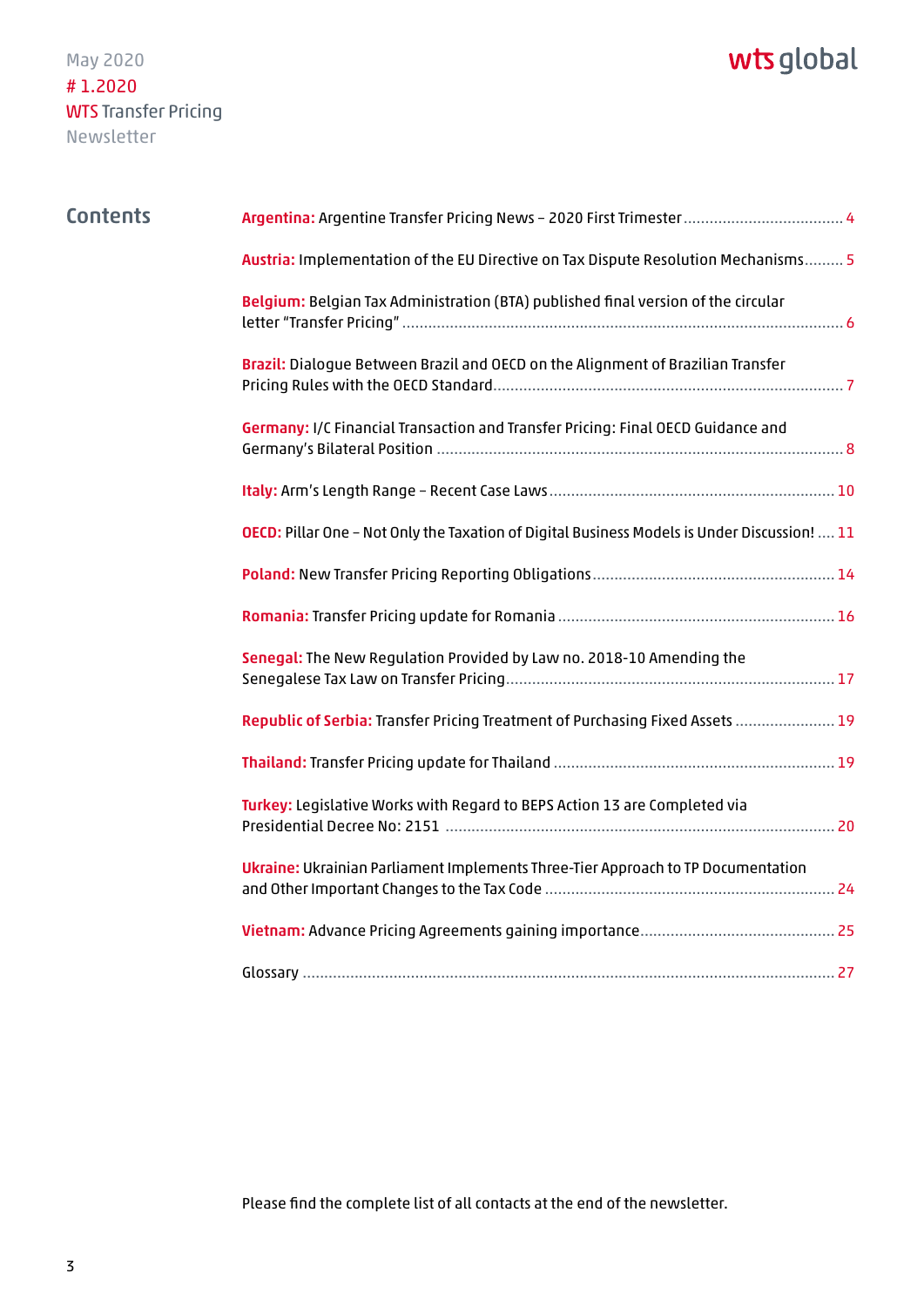May 2020
# 1.2020
WTS Transfer Pricing
Newsletter

wts global

## Contents

**Argentina:** Argentine Transfer Pricing News – 2020 First Trimester ..... 4

**Austria:** Implementation of the EU Directive on Tax Dispute Resolution Mechanisms ..... 5

**Belgium:** Belgian Tax Administration (BTA) published final version of the circular letter "Transfer Pricing" ..... 6

**Brazil:** Dialogue Between Brazil and OECD on the Alignment of Brazilian Transfer Pricing Rules with the OECD Standard ..... 7

**Germany:** I/C Financial Transaction and Transfer Pricing: Final OECD Guidance and Germany's Bilateral Position ..... 8

**Italy:** Arm's Length Range – Recent Case Laws ..... 10

**OECD:** Pillar One – Not Only the Taxation of Digital Business Models is Under Discussion! ..... 11

**Poland:** New Transfer Pricing Reporting Obligations ..... 14

**Romania:** Transfer Pricing update for Romania ..... 16

**Senegal:** The New Regulation Provided by Law no. 2018-10 Amending the Senegalese Tax Law on Transfer Pricing ..... 17

**Republic of Serbia:** Transfer Pricing Treatment of Purchasing Fixed Assets ..... 19

**Thailand:** Transfer Pricing update for Thailand ..... 19

**Turkey:** Legislative Works with Regard to BEPS Action 13 are Completed via Presidential Decree No: 2151 ..... 20

**Ukraine:** Ukrainian Parliament Implements Three-Tier Approach to TP Documentation and Other Important Changes to the Tax Code ..... 24

**Vietnam:** Advance Pricing Agreements gaining importance ..... 25

Glossary ..... 27

Please find the complete list of all contacts at the end of the newsletter.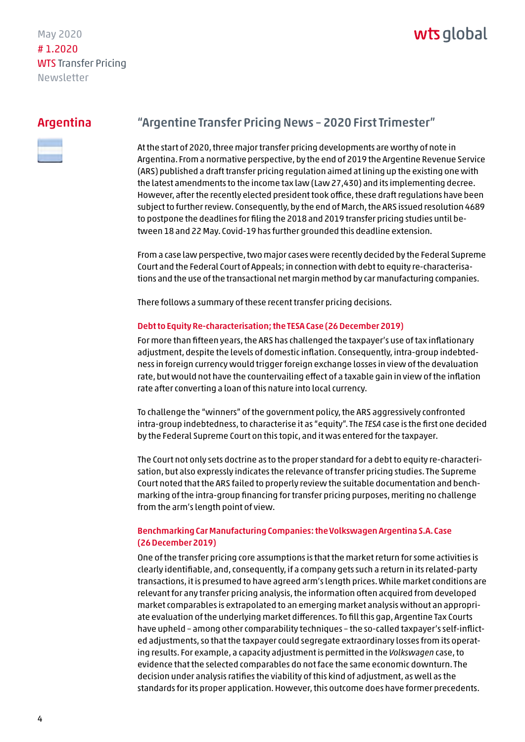# Argentina

## "Argentine Transfer Pricing News – 2020 First Trimester"

At the start of 2020, three major transfer pricing developments are worthy of note in Argentina. From a normative perspective, by the end of 2019 the Argentine Revenue Service (ARS) published a draft transfer pricing regulation aimed at lining up the existing one with the latest amendments to the income tax law (Law 27,430) and its implementing decree. However, after the recently elected president took office, these draft regulations have been subject to further review. Consequently, by the end of March, the ARS issued resolution 4689 to postpone the deadlines for filing the 2018 and 2019 transfer pricing studies until between 18 and 22 May. Covid-19 has further grounded this deadline extension.

From a case law perspective, two major cases were recently decided by the Federal Supreme Court and the Federal Court of Appeals; in connection with debt to equity re-characterisations and the use of the transactional net margin method by car manufacturing companies.

There follows a summary of these recent transfer pricing decisions.

### Debt to Equity Re-characterisation; the TESA Case (26 December 2019)

For more than fifteen years, the ARS has challenged the taxpayer's use of tax inflationary adjustment, despite the levels of domestic inflation. Consequently, intra-group indebtedness in foreign currency would trigger foreign exchange losses in view of the devaluation rate, but would not have the countervailing effect of a taxable gain in view of the inflation rate after converting a loan of this nature into local currency.

To challenge the "winners" of the government policy, the ARS aggressively confronted intra-group indebtedness, to characterise it as "equity". The *TESA* case is the first one decided by the Federal Supreme Court on this topic, and it was entered for the taxpayer.

The Court not only sets doctrine as to the proper standard for a debt to equity re-characterisation, but also expressly indicates the relevance of transfer pricing studies. The Supreme Court noted that the ARS failed to properly review the suitable documentation and benchmarking of the intra-group financing for transfer pricing purposes, meriting no challenge from the arm's length point of view.

### Benchmarking Car Manufacturing Companies: the Volkswagen Argentina S.A. Case (26 December 2019)

One of the transfer pricing core assumptions is that the market return for some activities is clearly identifiable, and, consequently, if a company gets such a return in its related-party transactions, it is presumed to have agreed arm's length prices. While market conditions are relevant for any transfer pricing analysis, the information often acquired from developed market comparables is extrapolated to an emerging market analysis without an appropriate evaluation of the underlying market differences. To fill this gap, Argentine Tax Courts have upheld – among other comparability techniques – the so-called taxpayer's self-inflicted adjustments, so that the taxpayer could segregate extraordinary losses from its operating results. For example, a capacity adjustment is permitted in the *Volkswagen* case, to evidence that the selected comparables do not face the same economic downturn. The decision under analysis ratifies the viability of this kind of adjustment, as well as the standards for its proper application. However, this outcome does have former precedents.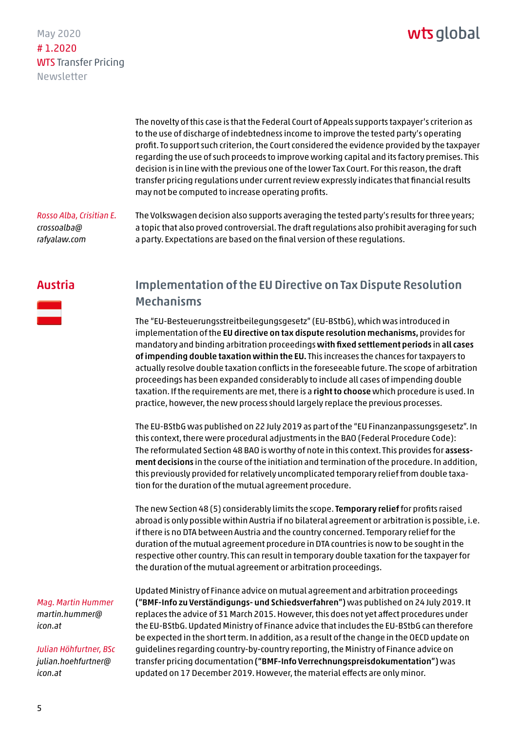The novelty of this case is that the Federal Court of Appeals supports taxpayer's criterion as to the use of discharge of indebtedness income to improve the tested party's operating profit. To support such criterion, the Court considered the evidence provided by the taxpayer regarding the use of such proceeds to improve working capital and its factory premises. This decision is in line with the previous one of the lower Tax Court. For this reason, the draft transfer pricing regulations under current review expressly indicates that financial results may not be computed to increase operating profits.

The Volkswagen decision also supports averaging the tested party's results for three years; a topic that also proved controversial. The draft regulations also prohibit averaging for such a party. Expectations are based on the final version of these regulations.

*Rosso Alba, Cristian E.*
*crossoalba@rafyalaw.com*

## Austria

### Implementation of the EU Directive on Tax Dispute Resolution Mechanisms

The "EU-Besteuerungsstreitbeilegungsgesetz" (EU-BStbG), which was introduced in implementation of the **EU directive on tax dispute resolution mechanisms,** provides for mandatory and binding arbitration proceedings **with fixed settlement periods** in **all cases of impending double taxation within the EU.** This increases the chances for taxpayers to actually resolve double taxation conflicts in the foreseeable future. The scope of arbitration proceedings has been expanded considerably to include all cases of impending double taxation. If the requirements are met, there is a **right to choose** which procedure is used. In practice, however, the new process should largely replace the previous processes.

The EU-BStbG was published on 22 July 2019 as part of the "EU Finanzanpassungsgesetz". In this context, there were procedural adjustments in the BAO (Federal Procedure Code): The reformulated Section 48 BAO is worthy of note in this context. This provides for **assessment decisions** in the course of the initiation and termination of the procedure. In addition, this previously provided for relatively uncomplicated temporary relief from double taxation for the duration of the mutual agreement procedure.

The new Section 48 (5) considerably limits the scope. **Temporary relief** for profits raised abroad is only possible within Austria if no bilateral agreement or arbitration is possible, i.e. if there is no DTA between Austria and the country concerned. Temporary relief for the duration of the mutual agreement procedure in DTA countries is now to be sought in the respective other country. This can result in temporary double taxation for the taxpayer for the duration of the mutual agreement or arbitration proceedings.

Updated Ministry of Finance advice on mutual agreement and arbitration proceedings **("BMF-Info zu Verständigungs- und Schiedsverfahren")** was published on 24 July 2019. It replaces the advice of 31 March 2015. However, this does not yet affect procedures under the EU-BStbG. Updated Ministry of Finance advice that includes the EU-BStbG can therefore be expected in the short term. In addition, as a result of the change in the OECD update on guidelines regarding country-by-country reporting, the Ministry of Finance advice on transfer pricing documentation **("BMF-Info Verrechnungspreisdokumentation")** was updated on 17 December 2019. However, the material effects are only minor.

*Mag. Martin Hummer*
*martin.hummer@icon.at*

*Julian Höhfurtner, BSc*
*julian.hoehfurtner@icon.at*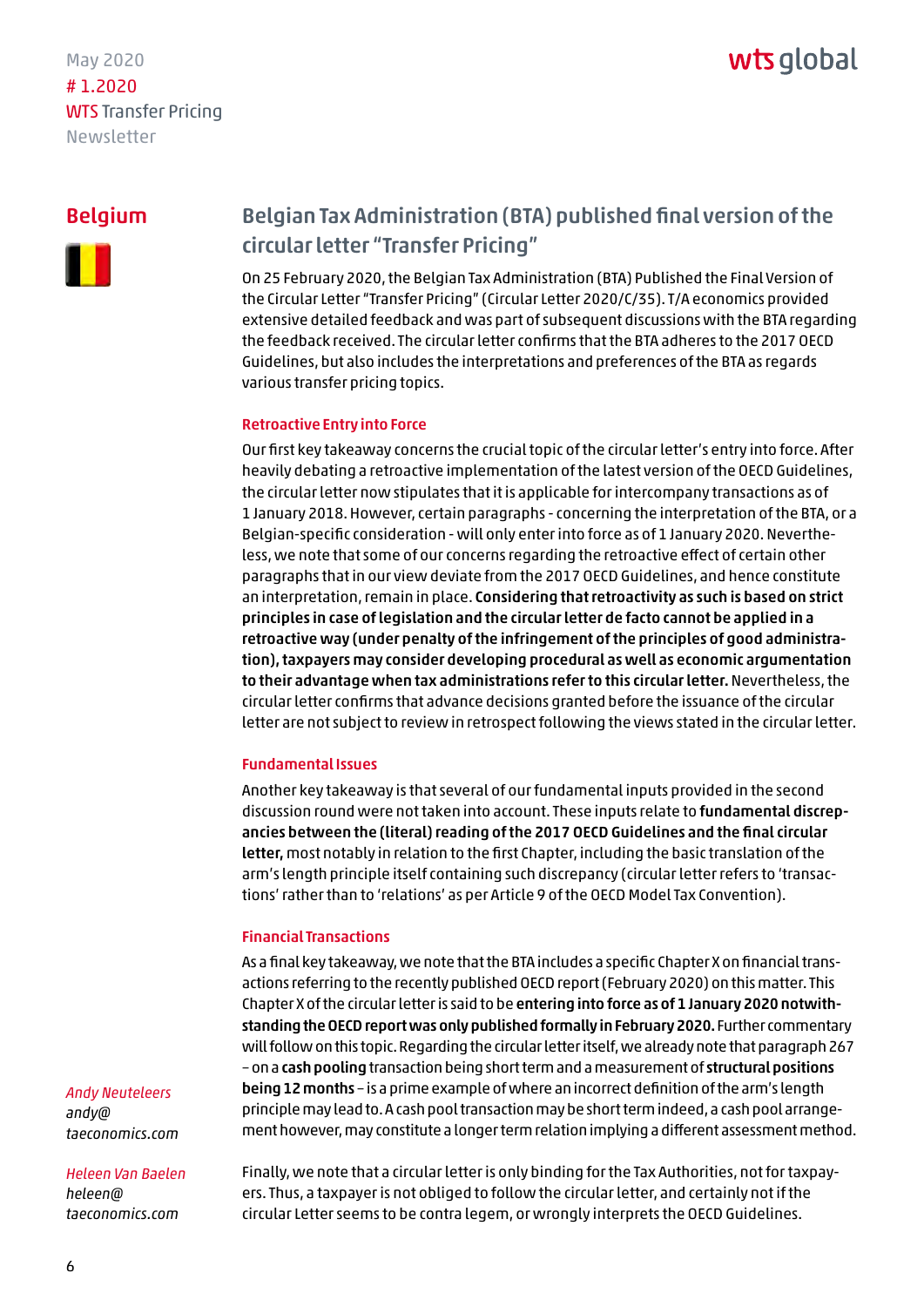## Belgium

## Belgian Tax Administration (BTA) published final version of the circular letter "Transfer Pricing"

On 25 February 2020, the Belgian Tax Administration (BTA) Published the Final Version of the Circular Letter "Transfer Pricing" (Circular Letter 2020/C/35). T/A economics provided extensive detailed feedback and was part of subsequent discussions with the BTA regarding the feedback received. The circular letter confirms that the BTA adheres to the 2017 OECD Guidelines, but also includes the interpretations and preferences of the BTA as regards various transfer pricing topics.

### Retroactive Entry into Force

Our first key takeaway concerns the crucial topic of the circular letter's entry into force. After heavily debating a retroactive implementation of the latest version of the OECD Guidelines, the circular letter now stipulates that it is applicable for intercompany transactions as of 1 January 2018. However, certain paragraphs - concerning the interpretation of the BTA, or a Belgian-specific consideration - will only enter into force as of 1 January 2020. Nevertheless, we note that some of our concerns regarding the retroactive effect of certain other paragraphs that in our view deviate from the 2017 OECD Guidelines, and hence constitute an interpretation, remain in place. **Considering that retroactivity as such is based on strict principles in case of legislation and the circular letter de facto cannot be applied in a retroactive way (under penalty of the infringement of the principles of good administration), taxpayers may consider developing procedural as well as economic argumentation to their advantage when tax administrations refer to this circular letter.** Nevertheless, the circular letter confirms that advance decisions granted before the issuance of the circular letter are not subject to review in retrospect following the views stated in the circular letter.

### Fundamental Issues

Another key takeaway is that several of our fundamental inputs provided in the second discussion round were not taken into account. These inputs relate to **fundamental discrepancies between the (literal) reading of the 2017 OECD Guidelines and the final circular letter,** most notably in relation to the first Chapter, including the basic translation of the arm's length principle itself containing such discrepancy (circular letter refers to 'transactions' rather than to 'relations' as per Article 9 of the OECD Model Tax Convention).

### Financial Transactions

As a final key takeaway, we note that the BTA includes a specific Chapter X on financial transactions referring to the recently published OECD report (February 2020) on this matter. This Chapter X of the circular letter is said to be **entering into force as of 1 January 2020 notwithstanding the OECD report was only published formally in February 2020.** Further commentary will follow on this topic. Regarding the circular letter itself, we already note that paragraph 267 – on a **cash pooling** transaction being short term and a measurement of **structural positions being 12 months** – is a prime example of where an incorrect definition of the arm's length principle may lead to. A cash pool transaction may be short term indeed, a cash pool arrangement however, may constitute a longer term relation implying a different assessment method.

Finally, we note that a circular letter is only binding for the Tax Authorities, not for taxpayers. Thus, a taxpayer is not obliged to follow the circular letter, and certainly not if the circular Letter seems to be contra legem, or wrongly interprets the OECD Guidelines.

*Andy Neuteleers*
*andy@taeconomics.com*

*Heleen Van Baelen*
*heleen@taeconomics.com*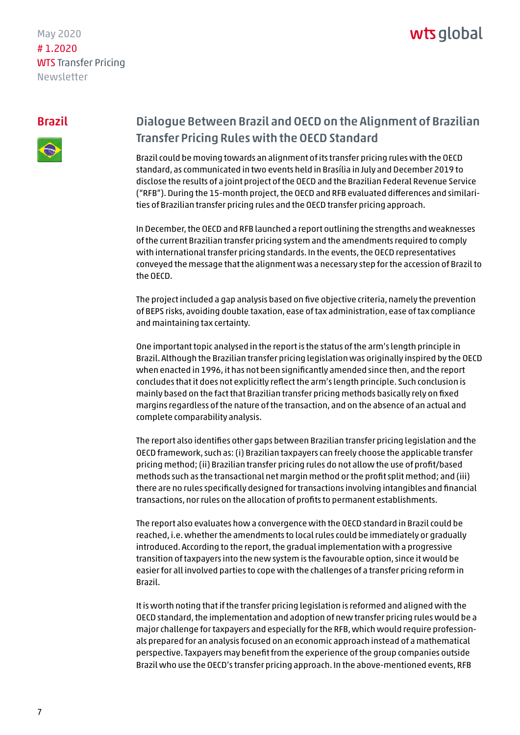## Brazil

### Dialogue Between Brazil and OECD on the Alignment of Brazilian Transfer Pricing Rules with the OECD Standard

Brazil could be moving towards an alignment of its transfer pricing rules with the OECD standard, as communicated in two events held in Brasília in July and December 2019 to disclose the results of a joint project of the OECD and the Brazilian Federal Revenue Service ("RFB"). During the 15-month project, the OECD and RFB evaluated differences and similarities of Brazilian transfer pricing rules and the OECD transfer pricing approach.

In December, the OECD and RFB launched a report outlining the strengths and weaknesses of the current Brazilian transfer pricing system and the amendments required to comply with international transfer pricing standards. In the events, the OECD representatives conveyed the message that the alignment was a necessary step for the accession of Brazil to the OECD.

The project included a gap analysis based on five objective criteria, namely the prevention of BEPS risks, avoiding double taxation, ease of tax administration, ease of tax compliance and maintaining tax certainty.

One important topic analysed in the report is the status of the arm's length principle in Brazil. Although the Brazilian transfer pricing legislation was originally inspired by the OECD when enacted in 1996, it has not been significantly amended since then, and the report concludes that it does not explicitly reflect the arm's length principle. Such conclusion is mainly based on the fact that Brazilian transfer pricing methods basically rely on fixed margins regardless of the nature of the transaction, and on the absence of an actual and complete comparability analysis.

The report also identifies other gaps between Brazilian transfer pricing legislation and the OECD framework, such as: (i) Brazilian taxpayers can freely choose the applicable transfer pricing method; (ii) Brazilian transfer pricing rules do not allow the use of profit/based methods such as the transactional net margin method or the profit split method; and (iii) there are no rules specifically designed for transactions involving intangibles and financial transactions, nor rules on the allocation of profits to permanent establishments.

The report also evaluates how a convergence with the OECD standard in Brazil could be reached, i.e. whether the amendments to local rules could be immediately or gradually introduced. According to the report, the gradual implementation with a progressive transition of taxpayers into the new system is the favourable option, since it would be easier for all involved parties to cope with the challenges of a transfer pricing reform in Brazil.

It is worth noting that if the transfer pricing legislation is reformed and aligned with the OECD standard, the implementation and adoption of new transfer pricing rules would be a major challenge for taxpayers and especially for the RFB, which would require professionals prepared for an analysis focused on an economic approach instead of a mathematical perspective. Taxpayers may benefit from the experience of the group companies outside Brazil who use the OECD's transfer pricing approach. In the above-mentioned events, RFB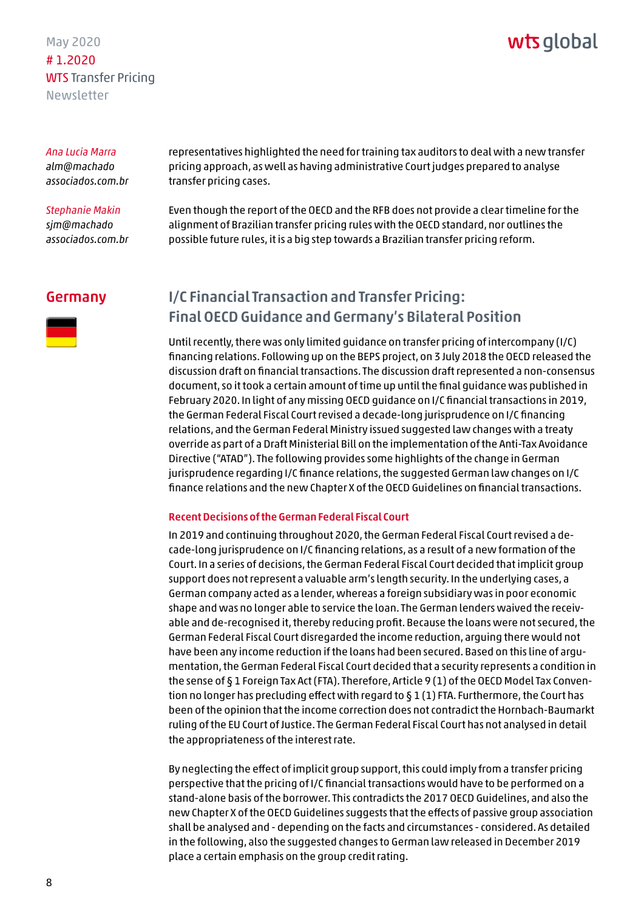*Ana Lucia Marra*
*alm@machado associados.com.br*

*Stephanie Makin*
*sjm@machado associados.com.br*

representatives highlighted the need for training tax auditors to deal with a new transfer pricing approach, as well as having administrative Court judges prepared to analyse transfer pricing cases.

Even though the report of the OECD and the RFB does not provide a clear timeline for the alignment of Brazilian transfer pricing rules with the OECD standard, nor outlines the possible future rules, it is a big step towards a Brazilian transfer pricing reform.

## Germany

### I/C Financial Transaction and Transfer Pricing: Final OECD Guidance and Germany's Bilateral Position

Until recently, there was only limited guidance on transfer pricing of intercompany (I/C) financing relations. Following up on the BEPS project, on 3 July 2018 the OECD released the discussion draft on financial transactions. The discussion draft represented a non-consensus document, so it took a certain amount of time up until the final guidance was published in February 2020. In light of any missing OECD guidance on I/C financial transactions in 2019, the German Federal Fiscal Court revised a decade-long jurisprudence on I/C financing relations, and the German Federal Ministry issued suggested law changes with a treaty override as part of a Draft Ministerial Bill on the implementation of the Anti-Tax Avoidance Directive ("ATAD"). The following provides some highlights of the change in German jurisprudence regarding I/C finance relations, the suggested German law changes on I/C finance relations and the new Chapter X of the OECD Guidelines on financial transactions.

#### Recent Decisions of the German Federal Fiscal Court

In 2019 and continuing throughout 2020, the German Federal Fiscal Court revised a decade-long jurisprudence on I/C financing relations, as a result of a new formation of the Court. In a series of decisions, the German Federal Fiscal Court decided that implicit group support does not represent a valuable arm's length security. In the underlying cases, a German company acted as a lender, whereas a foreign subsidiary was in poor economic shape and was no longer able to service the loan. The German lenders waived the receivable and de-recognised it, thereby reducing profit. Because the loans were not secured, the German Federal Fiscal Court disregarded the income reduction, arguing there would not have been any income reduction if the loans had been secured. Based on this line of argumentation, the German Federal Fiscal Court decided that a security represents a condition in the sense of § 1 Foreign Tax Act (FTA). Therefore, Article 9 (1) of the OECD Model Tax Convention no longer has precluding effect with regard to § 1 (1) FTA. Furthermore, the Court has been of the opinion that the income correction does not contradict the Hornbach-Baumarkt ruling of the EU Court of Justice. The German Federal Fiscal Court has not analysed in detail the appropriateness of the interest rate.

By neglecting the effect of implicit group support, this could imply from a transfer pricing perspective that the pricing of I/C financial transactions would have to be performed on a stand-alone basis of the borrower. This contradicts the 2017 OECD Guidelines, and also the new Chapter X of the OECD Guidelines suggests that the effects of passive group association shall be analysed and - depending on the facts and circumstances - considered. As detailed in the following, also the suggested changes to German law released in December 2019 place a certain emphasis on the group credit rating.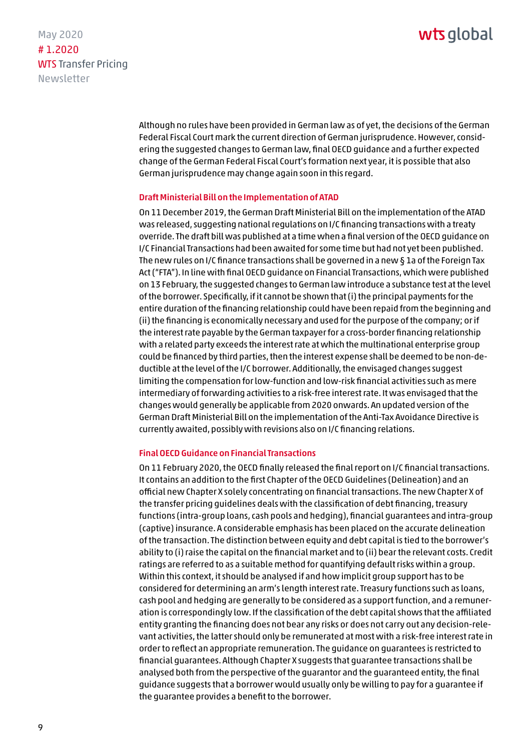Although no rules have been provided in German law as of yet, the decisions of the German Federal Fiscal Court mark the current direction of German jurisprudence. However, considering the suggested changes to German law, final OECD guidance and a further expected change of the German Federal Fiscal Court's formation next year, it is possible that also German jurisprudence may change again soon in this regard.

## Draft Ministerial Bill on the Implementation of ATAD

On 11 December 2019, the German Draft Ministerial Bill on the implementation of the ATAD was released, suggesting national regulations on I/C financing transactions with a treaty override. The draft bill was published at a time when a final version of the OECD guidance on I/C Financial Transactions had been awaited for some time but had not yet been published. The new rules on I/C finance transactions shall be governed in a new § 1a of the Foreign Tax Act ("FTA"). In line with final OECD guidance on Financial Transactions, which were published on 13 February, the suggested changes to German law introduce a substance test at the level of the borrower. Specifically, if it cannot be shown that (i) the principal payments for the entire duration of the financing relationship could have been repaid from the beginning and (ii) the financing is economically necessary and used for the purpose of the company; or if the interest rate payable by the German taxpayer for a cross-border financing relationship with a related party exceeds the interest rate at which the multinational enterprise group could be financed by third parties, then the interest expense shall be deemed to be non-deductible at the level of the I/C borrower. Additionally, the envisaged changes suggest limiting the compensation for low-function and low-risk financial activities such as mere intermediary of forwarding activities to a risk-free interest rate. It was envisaged that the changes would generally be applicable from 2020 onwards. An updated version of the German Draft Ministerial Bill on the implementation of the Anti-Tax Avoidance Directive is currently awaited, possibly with revisions also on I/C financing relations.

## Final OECD Guidance on Financial Transactions

On 11 February 2020, the OECD finally released the final report on I/C financial transactions. It contains an addition to the first Chapter of the OECD Guidelines (Delineation) and an official new Chapter X solely concentrating on financial transactions. The new Chapter X of the transfer pricing guidelines deals with the classification of debt financing, treasury functions (intra-group loans, cash pools and hedging), financial guarantees and intra-group (captive) insurance. A considerable emphasis has been placed on the accurate delineation of the transaction. The distinction between equity and debt capital is tied to the borrower's ability to (i) raise the capital on the financial market and to (ii) bear the relevant costs. Credit ratings are referred to as a suitable method for quantifying default risks within a group. Within this context, it should be analysed if and how implicit group support has to be considered for determining an arm's length interest rate. Treasury functions such as loans, cash pool and hedging are generally to be considered as a support function, and a remuneration is correspondingly low. If the classification of the debt capital shows that the affiliated entity granting the financing does not bear any risks or does not carry out any decision-relevant activities, the latter should only be remunerated at most with a risk-free interest rate in order to reflect an appropriate remuneration. The guidance on guarantees is restricted to financial guarantees. Although Chapter X suggests that guarantee transactions shall be analysed both from the perspective of the guarantor and the guaranteed entity, the final guidance suggests that a borrower would usually only be willing to pay for a guarantee if the guarantee provides a benefit to the borrower.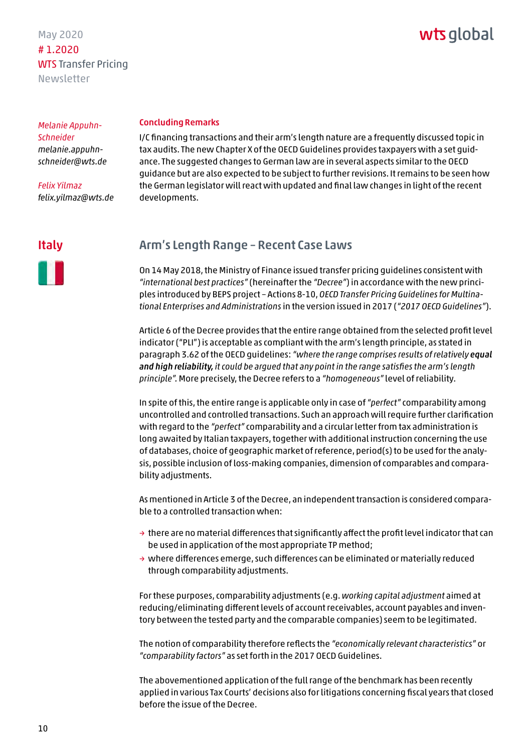*Melanie Appuhn-Schneider*
*melanie.appuhn-schneider@wts.de*

*Felix Yilmaz*
*felix.yilmaz@wts.de*

### Concluding Remarks

I/C financing transactions and their arm's length nature are a frequently discussed topic in tax audits. The new Chapter X of the OECD Guidelines provides taxpayers with a set guidance. The suggested changes to German law are in several aspects similar to the OECD guidance but are also expected to be subject to further revisions. It remains to be seen how the German legislator will react with updated and final law changes in light of the recent developments.

## Italy

### Arm's Length Range – Recent Case Laws

On 14 May 2018, the Ministry of Finance issued transfer pricing guidelines consistent with *"international best practices"* (hereinafter the *"Decree"*) in accordance with the new principles introduced by BEPS project – Actions 8-10, *OECD Transfer Pricing Guidelines for Multinational Enterprises and Administrations* in the version issued in 2017 (*"2017 OECD Guidelines"*).

Article 6 of the Decree provides that the entire range obtained from the selected profit level indicator ("PLI") is acceptable as compliant with the arm's length principle, as stated in paragraph 3.62 of the OECD guidelines: *"where the range comprises results of relatively **equal and high reliability,** it could be argued that any point in the range satisfies the arm's length principle".* More precisely, the Decree refers to a *"homogeneous"* level of reliability.

In spite of this, the entire range is applicable only in case of *"perfect"* comparability among uncontrolled and controlled transactions. Such an approach will require further clarification with regard to the *"perfect"* comparability and a circular letter from tax administration is long awaited by Italian taxpayers, together with additional instruction concerning the use of databases, choice of geographic market of reference, period(s) to be used for the analysis, possible inclusion of loss-making companies, dimension of comparables and comparability adjustments.

As mentioned in Article 3 of the Decree, an independent transaction is considered comparable to a controlled transaction when:

- there are no material differences that significantly affect the profit level indicator that can be used in application of the most appropriate TP method;
- where differences emerge, such differences can be eliminated or materially reduced through comparability adjustments.

For these purposes, comparability adjustments (e.g. *working capital adjustment* aimed at reducing/eliminating different levels of account receivables, account payables and inventory between the tested party and the comparable companies) seem to be legitimated.

The notion of comparability therefore reflects the *"economically relevant characteristics"* or *"comparability factors"* as set forth in the 2017 OECD Guidelines.

The abovementioned application of the full range of the benchmark has been recently applied in various Tax Courts' decisions also for litigations concerning fiscal years that closed before the issue of the Decree.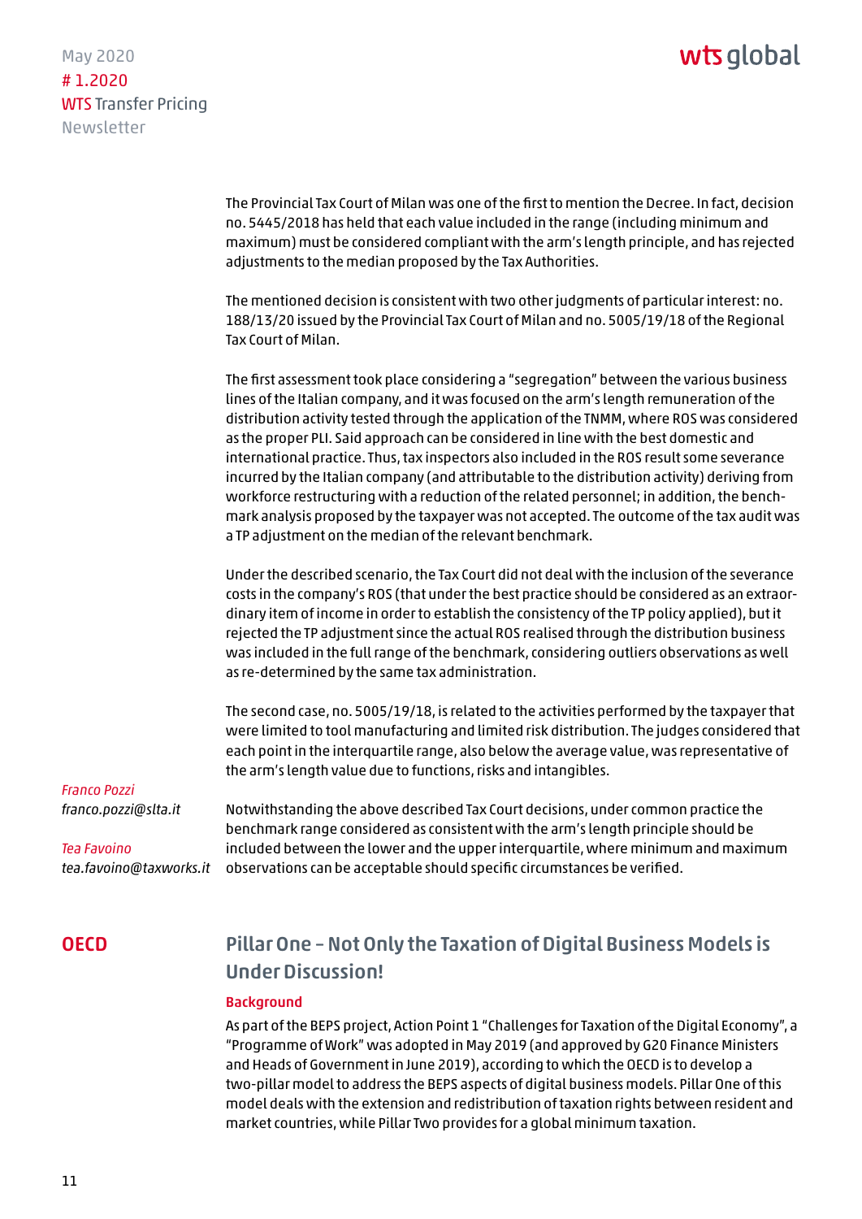The Provincial Tax Court of Milan was one of the first to mention the Decree. In fact, decision no. 5445/2018 has held that each value included in the range (including minimum and maximum) must be considered compliant with the arm's length principle, and has rejected adjustments to the median proposed by the Tax Authorities.

The mentioned decision is consistent with two other judgments of particular interest: no. 188/13/20 issued by the Provincial Tax Court of Milan and no. 5005/19/18 of the Regional Tax Court of Milan.

The first assessment took place considering a "segregation" between the various business lines of the Italian company, and it was focused on the arm's length remuneration of the distribution activity tested through the application of the TNMM, where ROS was considered as the proper PLI. Said approach can be considered in line with the best domestic and international practice. Thus, tax inspectors also included in the ROS result some severance incurred by the Italian company (and attributable to the distribution activity) deriving from workforce restructuring with a reduction of the related personnel; in addition, the benchmark analysis proposed by the taxpayer was not accepted. The outcome of the tax audit was a TP adjustment on the median of the relevant benchmark.

Under the described scenario, the Tax Court did not deal with the inclusion of the severance costs in the company's ROS (that under the best practice should be considered as an extraordinary item of income in order to establish the consistency of the TP policy applied), but it rejected the TP adjustment since the actual ROS realised through the distribution business was included in the full range of the benchmark, considering outliers observations as well as re-determined by the same tax administration.

The second case, no. 5005/19/18, is related to the activities performed by the taxpayer that were limited to tool manufacturing and limited risk distribution. The judges considered that each point in the interquartile range, also below the average value, was representative of the arm's length value due to functions, risks and intangibles.

Notwithstanding the above described Tax Court decisions, under common practice the benchmark range considered as consistent with the arm's length principle should be included between the lower and the upper interquartile, where minimum and maximum observations can be acceptable should specific circumstances be verified.

*Franco Pozzi*
*franco.pozzi@slta.it*

*Tea Favoino*
*tea.favoino@taxworks.it*

## OECD

## Pillar One – Not Only the Taxation of Digital Business Models is Under Discussion!

### Background

As part of the BEPS project, Action Point 1 "Challenges for Taxation of the Digital Economy", a "Programme of Work" was adopted in May 2019 (and approved by G20 Finance Ministers and Heads of Government in June 2019), according to which the OECD is to develop a two-pillar model to address the BEPS aspects of digital business models. Pillar One of this model deals with the extension and redistribution of taxation rights between resident and market countries, while Pillar Two provides for a global minimum taxation.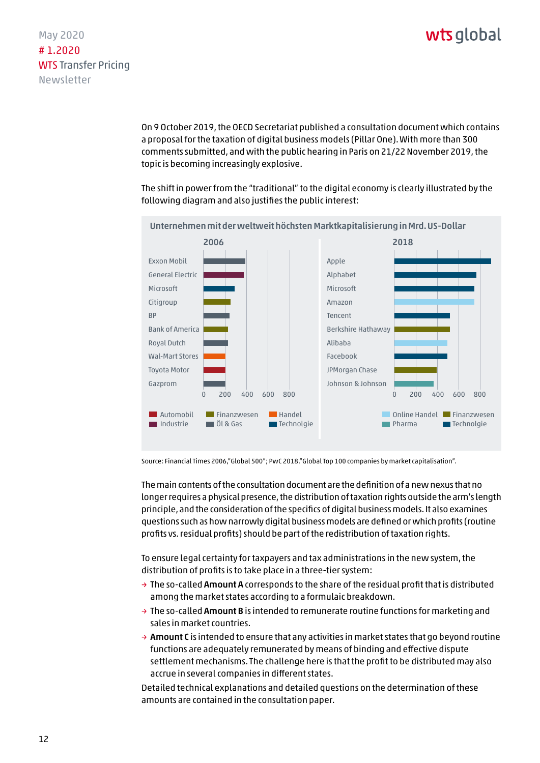On 9 October 2019, the OECD Secretariat published a consultation document which contains a proposal for the taxation of digital business models (Pillar One). With more than 300 comments submitted, and with the public hearing in Paris on 21/22 November 2019, the topic is becoming increasingly explosive.

The shift in power from the "traditional" to the digital economy is clearly illustrated by the following diagram and also justifies the public interest:

**Unternehmen mit der weltweit höchsten Marktkapitalisierung in Mrd. US-Dollar**

| 2006 | Sektor | 2018 | Sektor |
|---|---|---|---|
| Exxon Mobil | Öl & Gas | Apple | Technologie |
| General Electric | Industrie | Alphabet | Technologie |
| Microsoft | Technologie | Microsoft | Technologie |
| Citigroup | Finanzwesen | Amazon | Online Handel |
| BP | Öl & Gas | Tencent | Technologie |
| Bank of America | Finanzwesen | Berkshire Hathaway | Finanzwesen |
| Royal Dutch | Öl & Gas | Alibaba | Online Handel |
| Wal-Mart Stores | Handel | Facebook | Technologie |
| Toyota Motor | Automobil | JPMorgan Chase | Finanzwesen |
| Gazprom | Öl & Gas | Johnson & Johnson | Pharma |

Source: Financial Times 2006,"Global 500"; PwC 2018,"Global Top 100 companies by market capitalisation".

The main contents of the consultation document are the definition of a new nexus that no longer requires a physical presence, the distribution of taxation rights outside the arm's length principle, and the consideration of the specifics of digital business models. It also examines questions such as how narrowly digital business models are defined or which profits (routine profits vs. residual profits) should be part of the redistribution of taxation rights.

To ensure legal certainty for taxpayers and tax administrations in the new system, the distribution of profits is to take place in a three-tier system:

- The so-called **Amount A** corresponds to the share of the residual profit that is distributed among the market states according to a formulaic breakdown.
- The so-called **Amount B** is intended to remunerate routine functions for marketing and sales in market countries.
- **Amount C** is intended to ensure that any activities in market states that go beyond routine functions are adequately remunerated by means of binding and effective dispute settlement mechanisms. The challenge here is that the profit to be distributed may also accrue in several companies in different states.

Detailed technical explanations and detailed questions on the determination of these amounts are contained in the consultation paper.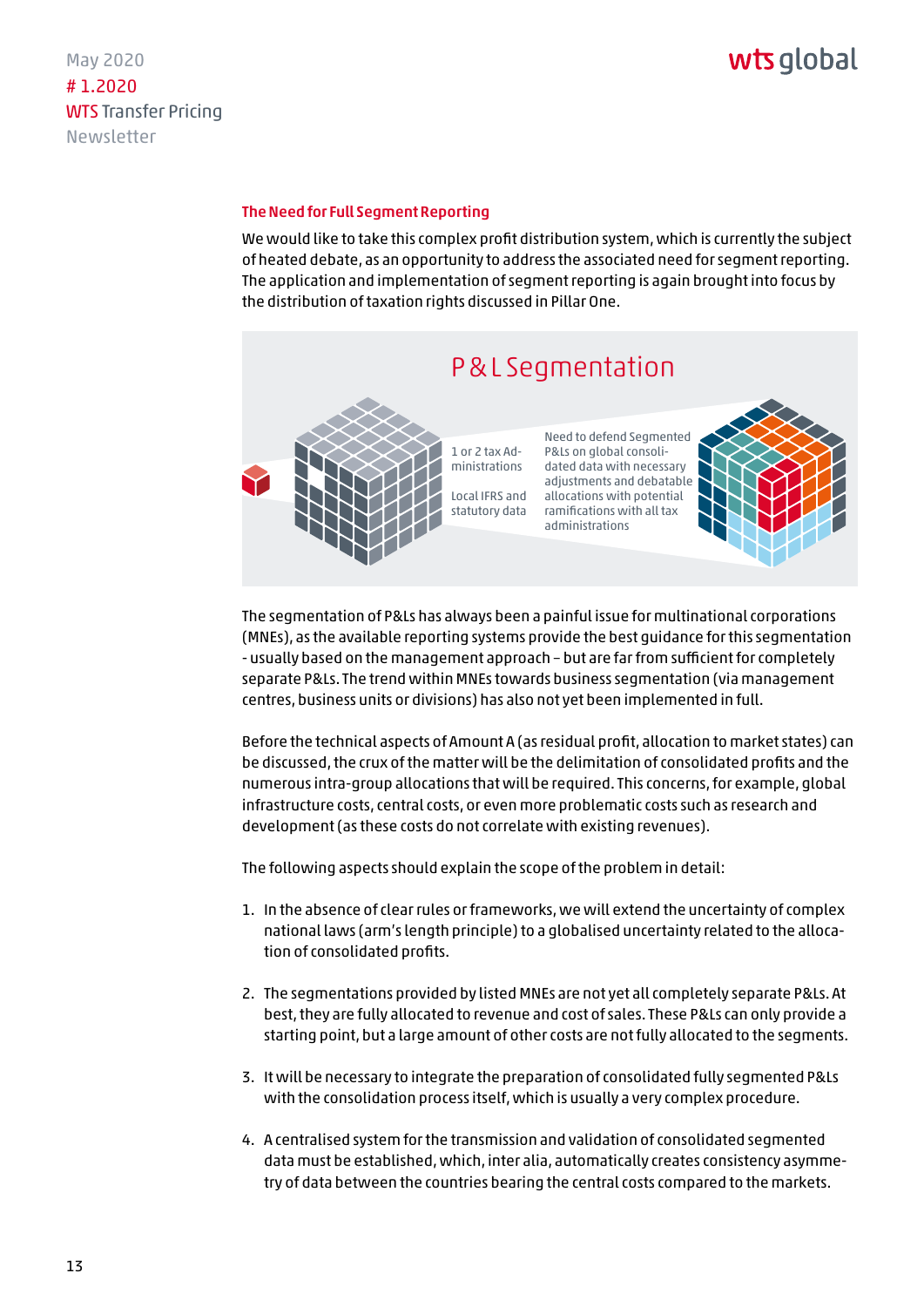### The Need for Full Segment Reporting

We would like to take this complex profit distribution system, which is currently the subject of heated debate, as an opportunity to address the associated need for segment reporting. The application and implementation of segment reporting is again brought into focus by the distribution of taxation rights discussed in Pillar One.

**P & L Segmentation**

1 or 2 tax Administrations

Local IFRS and statutory data

Need to defend Segmented P&Ls on global consolidated data with necessary adjustments and debatable allocations with potential ramifications with all tax administrations

The segmentation of P&Ls has always been a painful issue for multinational corporations (MNEs), as the available reporting systems provide the best guidance for this segmentation - usually based on the management approach – but are far from sufficient for completely separate P&Ls. The trend within MNEs towards business segmentation (via management centres, business units or divisions) has also not yet been implemented in full.

Before the technical aspects of Amount A (as residual profit, allocation to market states) can be discussed, the crux of the matter will be the delimitation of consolidated profits and the numerous intra-group allocations that will be required. This concerns, for example, global infrastructure costs, central costs, or even more problematic costs such as research and development (as these costs do not correlate with existing revenues).

The following aspects should explain the scope of the problem in detail:

1. In the absence of clear rules or frameworks, we will extend the uncertainty of complex national laws (arm's length principle) to a globalised uncertainty related to the allocation of consolidated profits.

2. The segmentations provided by listed MNEs are not yet all completely separate P&Ls. At best, they are fully allocated to revenue and cost of sales. These P&Ls can only provide a starting point, but a large amount of other costs are not fully allocated to the segments.

3. It will be necessary to integrate the preparation of consolidated fully segmented P&Ls with the consolidation process itself, which is usually a very complex procedure.

4. A centralised system for the transmission and validation of consolidated segmented data must be established, which, inter alia, automatically creates consistency asymmetry of data between the countries bearing the central costs compared to the markets.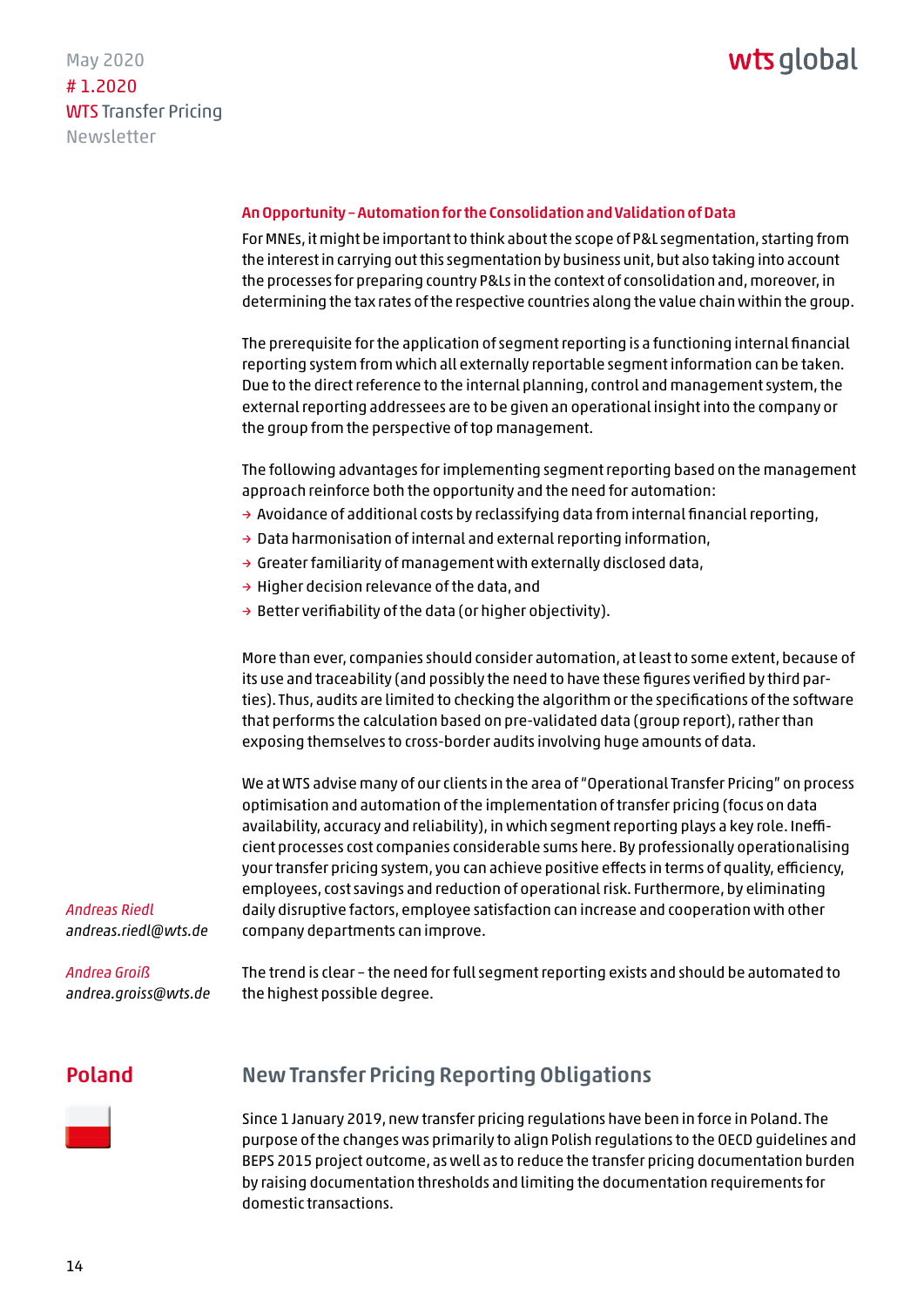### An Opportunity – Automation for the Consolidation and Validation of Data

For MNEs, it might be important to think about the scope of P&L segmentation, starting from the interest in carrying out this segmentation by business unit, but also taking into account the processes for preparing country P&Ls in the context of consolidation and, moreover, in determining the tax rates of the respective countries along the value chain within the group.

The prerequisite for the application of segment reporting is a functioning internal financial reporting system from which all externally reportable segment information can be taken. Due to the direct reference to the internal planning, control and management system, the external reporting addressees are to be given an operational insight into the company or the group from the perspective of top management.

The following advantages for implementing segment reporting based on the management approach reinforce both the opportunity and the need for automation:

- Avoidance of additional costs by reclassifying data from internal financial reporting,
- Data harmonisation of internal and external reporting information,
- Greater familiarity of management with externally disclosed data,
- Higher decision relevance of the data, and
- Better verifiability of the data (or higher objectivity).

More than ever, companies should consider automation, at least to some extent, because of its use and traceability (and possibly the need to have these figures verified by third parties). Thus, audits are limited to checking the algorithm or the specifications of the software that performs the calculation based on pre-validated data (group report), rather than exposing themselves to cross-border audits involving huge amounts of data.

We at WTS advise many of our clients in the area of "Operational Transfer Pricing" on process optimisation and automation of the implementation of transfer pricing (focus on data availability, accuracy and reliability), in which segment reporting plays a key role. Inefficient processes cost companies considerable sums here. By professionally operationalising your transfer pricing system, you can achieve positive effects in terms of quality, efficiency, employees, cost savings and reduction of operational risk. Furthermore, by eliminating daily disruptive factors, employee satisfaction can increase and cooperation with other company departments can improve.

The trend is clear – the need for full segment reporting exists and should be automated to the highest possible degree.

*Andreas Riedl*
*andreas.riedl@wts.de*

*Andrea Groiß*
*andrea.groiss@wts.de*

## Poland

## New Transfer Pricing Reporting Obligations

Since 1 January 2019, new transfer pricing regulations have been in force in Poland. The purpose of the changes was primarily to align Polish regulations to the OECD guidelines and BEPS 2015 project outcome, as well as to reduce the transfer pricing documentation burden by raising documentation thresholds and limiting the documentation requirements for domestic transactions.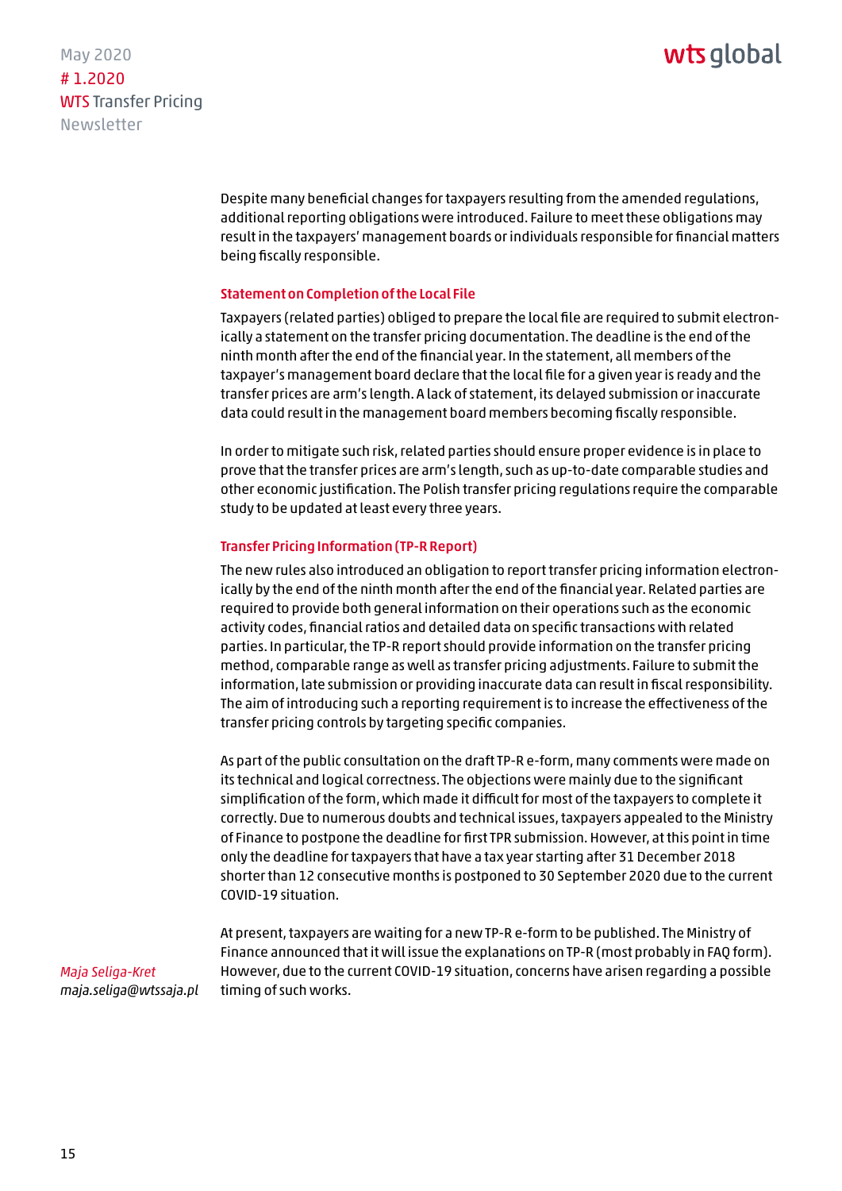Despite many beneficial changes for taxpayers resulting from the amended regulations, additional reporting obligations were introduced. Failure to meet these obligations may result in the taxpayers' management boards or individuals responsible for financial matters being fiscally responsible.

### Statement on Completion of the Local File

Taxpayers (related parties) obliged to prepare the local file are required to submit electronically a statement on the transfer pricing documentation. The deadline is the end of the ninth month after the end of the financial year. In the statement, all members of the taxpayer's management board declare that the local file for a given year is ready and the transfer prices are arm's length. A lack of statement, its delayed submission or inaccurate data could result in the management board members becoming fiscally responsible.

In order to mitigate such risk, related parties should ensure proper evidence is in place to prove that the transfer prices are arm's length, such as up-to-date comparable studies and other economic justification. The Polish transfer pricing regulations require the comparable study to be updated at least every three years.

### Transfer Pricing Information (TP-R Report)

The new rules also introduced an obligation to report transfer pricing information electronically by the end of the ninth month after the end of the financial year. Related parties are required to provide both general information on their operations such as the economic activity codes, financial ratios and detailed data on specific transactions with related parties. In particular, the TP-R report should provide information on the transfer pricing method, comparable range as well as transfer pricing adjustments. Failure to submit the information, late submission or providing inaccurate data can result in fiscal responsibility. The aim of introducing such a reporting requirement is to increase the effectiveness of the transfer pricing controls by targeting specific companies.

As part of the public consultation on the draft TP-R e-form, many comments were made on its technical and logical correctness. The objections were mainly due to the significant simplification of the form, which made it difficult for most of the taxpayers to complete it correctly. Due to numerous doubts and technical issues, taxpayers appealed to the Ministry of Finance to postpone the deadline for first TPR submission. However, at this point in time only the deadline for taxpayers that have a tax year starting after 31 December 2018 shorter than 12 consecutive months is postponed to 30 September 2020 due to the current COVID-19 situation.

At present, taxpayers are waiting for a new TP-R e-form to be published. The Ministry of Finance announced that it will issue the explanations on TP-R (most probably in FAQ form). However, due to the current COVID-19 situation, concerns have arisen regarding a possible timing of such works.

*Maja Seliga-Kret*
*maja.seliga@wtssaja.pl*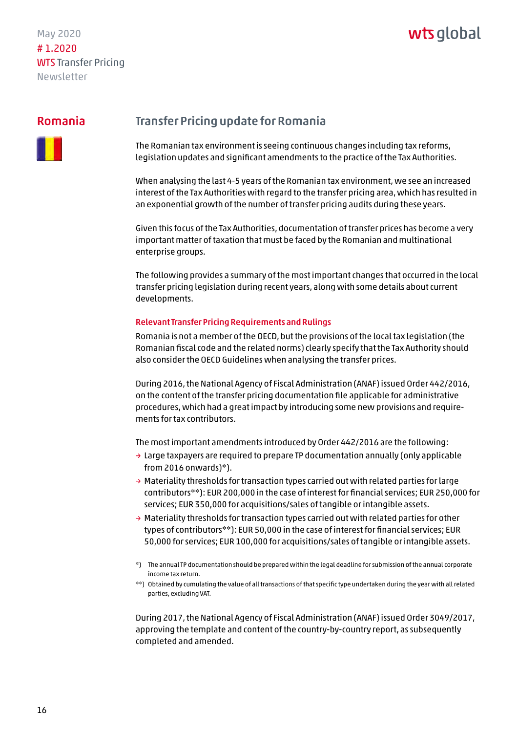## Romania

## Transfer Pricing update for Romania

The Romanian tax environment is seeing continuous changes including tax reforms, legislation updates and significant amendments to the practice of the Tax Authorities.

When analysing the last 4-5 years of the Romanian tax environment, we see an increased interest of the Tax Authorities with regard to the transfer pricing area, which has resulted in an exponential growth of the number of transfer pricing audits during these years.

Given this focus of the Tax Authorities, documentation of transfer prices has become a very important matter of taxation that must be faced by the Romanian and multinational enterprise groups.

The following provides a summary of the most important changes that occurred in the local transfer pricing legislation during recent years, along with some details about current developments.

### Relevant Transfer Pricing Requirements and Rulings

Romania is not a member of the OECD, but the provisions of the local tax legislation (the Romanian fiscal code and the related norms) clearly specify that the Tax Authority should also consider the OECD Guidelines when analysing the transfer prices.

During 2016, the National Agency of Fiscal Administration (ANAF) issued Order 442/2016, on the content of the transfer pricing documentation file applicable for administrative procedures, which had a great impact by introducing some new provisions and requirements for tax contributors.

The most important amendments introduced by Order 442/2016 are the following:

- Large taxpayers are required to prepare TP documentation annually (only applicable from 2016 onwards)*).
- Materiality thresholds for transaction types carried out with related parties for large contributors**): EUR 200,000 in the case of interest for financial services; EUR 250,000 for services; EUR 350,000 for acquisitions/sales of tangible or intangible assets.
- Materiality thresholds for transaction types carried out with related parties for other types of contributors**): EUR 50,000 in the case of interest for financial services; EUR 50,000 for services; EUR 100,000 for acquisitions/sales of tangible or intangible assets.

*) The annual TP documentation should be prepared within the legal deadline for submission of the annual corporate income tax return.

**) Obtained by cumulating the value of all transactions of that specific type undertaken during the year with all related parties, excluding VAT.

During 2017, the National Agency of Fiscal Administration (ANAF) issued Order 3049/2017, approving the template and content of the country-by-country report, as subsequently completed and amended.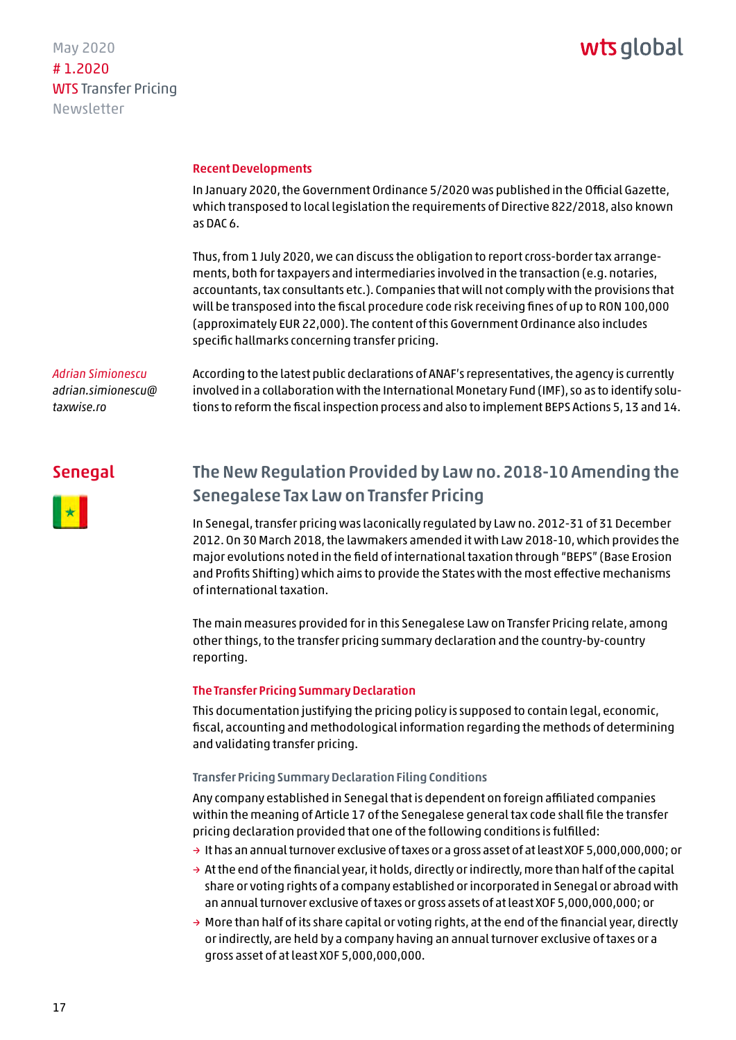### Recent Developments

In January 2020, the Government Ordinance 5/2020 was published in the Official Gazette, which transposed to local legislation the requirements of Directive 822/2018, also known as DAC 6.

Thus, from 1 July 2020, we can discuss the obligation to report cross-border tax arrangements, both for taxpayers and intermediaries involved in the transaction (e.g. notaries, accountants, tax consultants etc.). Companies that will not comply with the provisions that will be transposed into the fiscal procedure code risk receiving fines of up to RON 100,000 (approximately EUR 22,000). The content of this Government Ordinance also includes specific hallmarks concerning transfer pricing.

According to the latest public declarations of ANAF's representatives, the agency is currently involved in a collaboration with the International Monetary Fund (IMF), so as to identify solutions to reform the fiscal inspection process and also to implement BEPS Actions 5, 13 and 14.

*Adrian Simionescu*
*adrian.simionescu@taxwise.ro*

# Senegal

## The New Regulation Provided by Law no. 2018-10 Amending the Senegalese Tax Law on Transfer Pricing

In Senegal, transfer pricing was laconically regulated by Law no. 2012-31 of 31 December 2012. On 30 March 2018, the lawmakers amended it with Law 2018-10, which provides the major evolutions noted in the field of international taxation through "BEPS" (Base Erosion and Profits Shifting) which aims to provide the States with the most effective mechanisms of international taxation.

The main measures provided for in this Senegalese Law on Transfer Pricing relate, among other things, to the transfer pricing summary declaration and the country-by-country reporting.

### The Transfer Pricing Summary Declaration

This documentation justifying the pricing policy is supposed to contain legal, economic, fiscal, accounting and methodological information regarding the methods of determining and validating transfer pricing.

#### Transfer Pricing Summary Declaration Filing Conditions

Any company established in Senegal that is dependent on foreign affiliated companies within the meaning of Article 17 of the Senegalese general tax code shall file the transfer pricing declaration provided that one of the following conditions is fulfilled:

- It has an annual turnover exclusive of taxes or a gross asset of at least XOF 5,000,000,000; or
- At the end of the financial year, it holds, directly or indirectly, more than half of the capital share or voting rights of a company established or incorporated in Senegal or abroad with an annual turnover exclusive of taxes or gross assets of at least XOF 5,000,000,000; or
- More than half of its share capital or voting rights, at the end of the financial year, directly or indirectly, are held by a company having an annual turnover exclusive of taxes or a gross asset of at least XOF 5,000,000,000.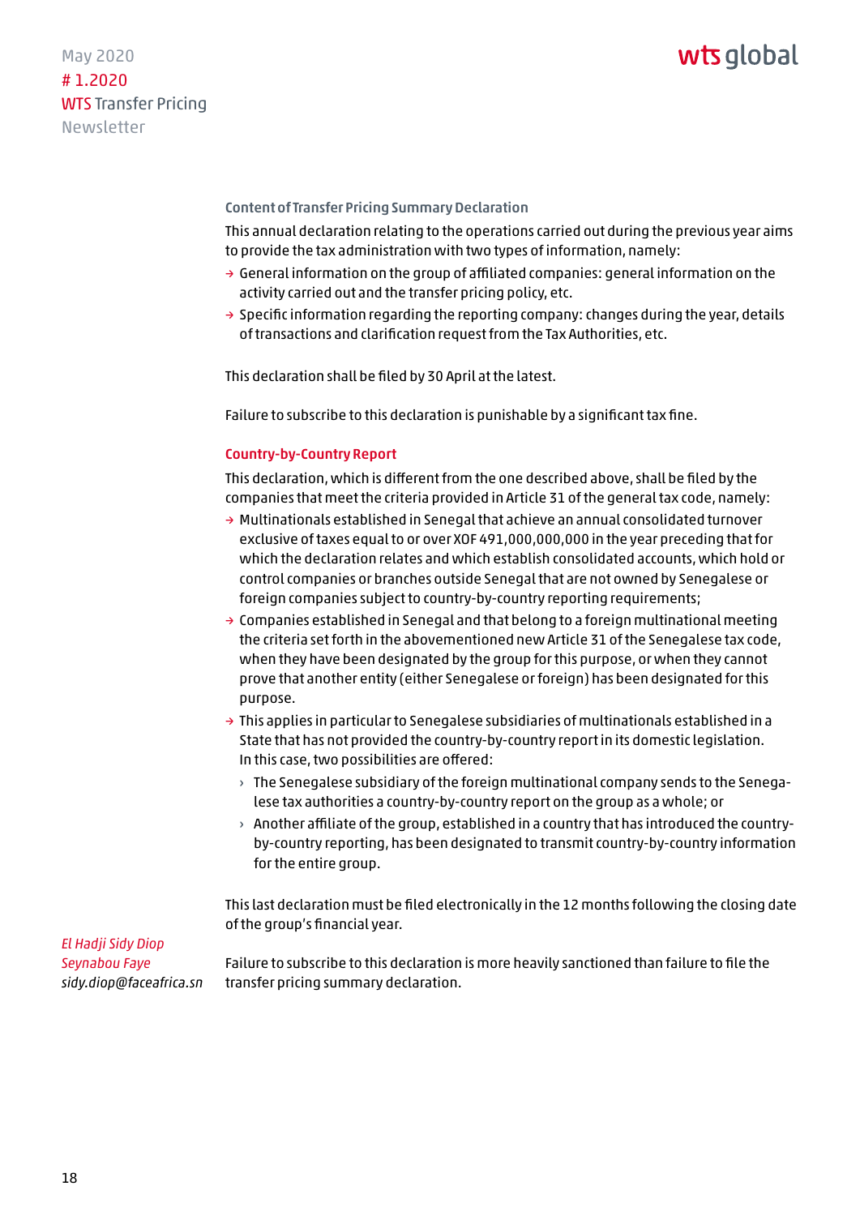### Content of Transfer Pricing Summary Declaration

This annual declaration relating to the operations carried out during the previous year aims to provide the tax administration with two types of information, namely:

- General information on the group of affiliated companies: general information on the activity carried out and the transfer pricing policy, etc.
- Specific information regarding the reporting company: changes during the year, details of transactions and clarification request from the Tax Authorities, etc.

This declaration shall be filed by 30 April at the latest.

Failure to subscribe to this declaration is punishable by a significant tax fine.

### Country-by-Country Report

This declaration, which is different from the one described above, shall be filed by the companies that meet the criteria provided in Article 31 of the general tax code, namely:

- Multinationals established in Senegal that achieve an annual consolidated turnover exclusive of taxes equal to or over XOF 491,000,000,000 in the year preceding that for which the declaration relates and which establish consolidated accounts, which hold or control companies or branches outside Senegal that are not owned by Senegalese or foreign companies subject to country-by-country reporting requirements;
- Companies established in Senegal and that belong to a foreign multinational meeting the criteria set forth in the abovementioned new Article 31 of the Senegalese tax code, when they have been designated by the group for this purpose, or when they cannot prove that another entity (either Senegalese or foreign) has been designated for this purpose.
- This applies in particular to Senegalese subsidiaries of multinationals established in a State that has not provided the country-by-country report in its domestic legislation. In this case, two possibilities are offered:
  - The Senegalese subsidiary of the foreign multinational company sends to the Senegalese tax authorities a country-by-country report on the group as a whole; or
  - Another affiliate of the group, established in a country that has introduced the country-by-country reporting, has been designated to transmit country-by-country information for the entire group.

This last declaration must be filed electronically in the 12 months following the closing date of the group's financial year.

Failure to subscribe to this declaration is more heavily sanctioned than failure to file the transfer pricing summary declaration.

*El Hadji Sidy Diop*
*Seynabou Faye*
*sidy.diop@faceafrica.sn*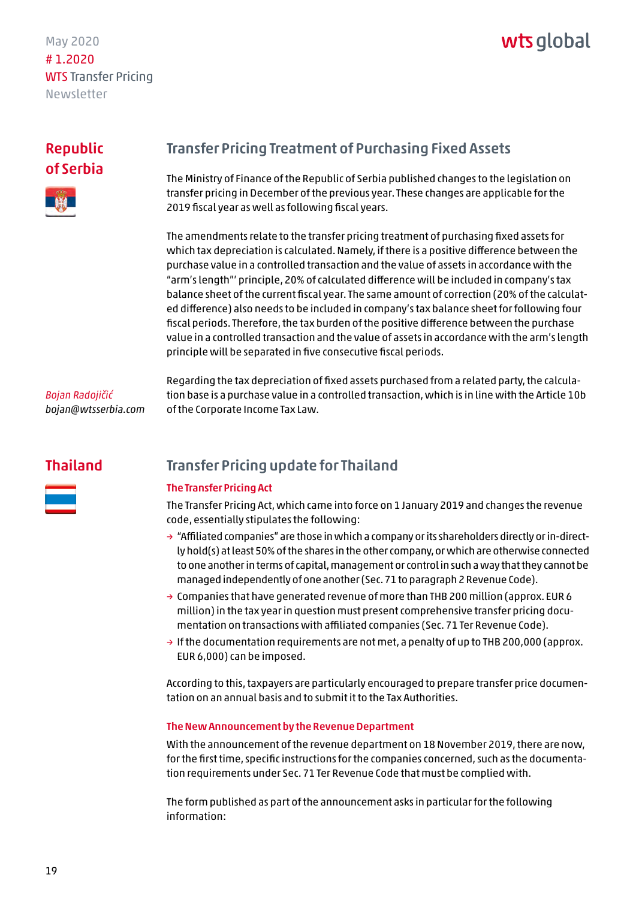## Republic of Serbia

### Transfer Pricing Treatment of Purchasing Fixed Assets

The Ministry of Finance of the Republic of Serbia published changes to the legislation on transfer pricing in December of the previous year. These changes are applicable for the 2019 fiscal year as well as following fiscal years.

The amendments relate to the transfer pricing treatment of purchasing fixed assets for which tax depreciation is calculated. Namely, if there is a positive difference between the purchase value in a controlled transaction and the value of assets in accordance with the "arm's length"' principle, 20% of calculated difference will be included in company's tax balance sheet of the current fiscal year. The same amount of correction (20% of the calculated difference) also needs to be included in company's tax balance sheet for following four fiscal periods. Therefore, the tax burden of the positive difference between the purchase value in a controlled transaction and the value of assets in accordance with the arm's length principle will be separated in five consecutive fiscal periods.

Regarding the tax depreciation of fixed assets purchased from a related party, the calculation base is a purchase value in a controlled transaction, which is in line with the Article 10b of the Corporate Income Tax Law.

*Bojan Radojičić*
*bojan@wtsserbia.com*

## Thailand

### Transfer Pricing update for Thailand

#### The Transfer Pricing Act

The Transfer Pricing Act, which came into force on 1 January 2019 and changes the revenue code, essentially stipulates the following:

- "Affiliated companies" are those in which a company or its shareholders directly or indirectly hold(s) at least 50% of the shares in the other company, or which are otherwise connected to one another in terms of capital, management or control in such a way that they cannot be managed independently of one another (Sec. 71 to paragraph 2 Revenue Code).
- Companies that have generated revenue of more than THB 200 million (approx. EUR 6 million) in the tax year in question must present comprehensive transfer pricing documentation on transactions with affiliated companies (Sec. 71 Ter Revenue Code).
- If the documentation requirements are not met, a penalty of up to THB 200,000 (approx. EUR 6,000) can be imposed.

According to this, taxpayers are particularly encouraged to prepare transfer price documentation on an annual basis and to submit it to the Tax Authorities.

#### The New Announcement by the Revenue Department

With the announcement of the revenue department on 18 November 2019, there are now, for the first time, specific instructions for the companies concerned, such as the documentation requirements under Sec. 71 Ter Revenue Code that must be complied with.

The form published as part of the announcement asks in particular for the following information: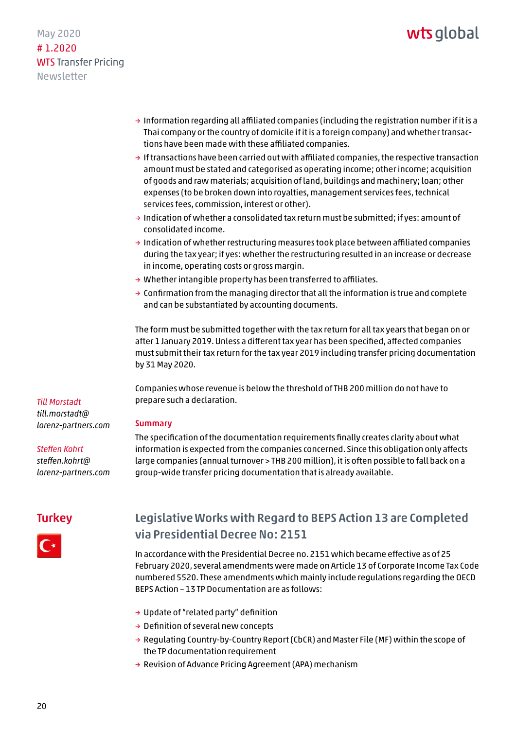- Information regarding all affiliated companies (including the registration number if it is a Thai company or the country of domicile if it is a foreign company) and whether transactions have been made with these affiliated companies.
- If transactions have been carried out with affiliated companies, the respective transaction amount must be stated and categorised as operating income; other income; acquisition of goods and raw materials; acquisition of land, buildings and machinery; loan; other expenses (to be broken down into royalties, management services fees, technical services fees, commission, interest or other).
- Indication of whether a consolidated tax return must be submitted; if yes: amount of consolidated income.
- Indication of whether restructuring measures took place between affiliated companies during the tax year; if yes: whether the restructuring resulted in an increase or decrease in income, operating costs or gross margin.
- Whether intangible property has been transferred to affiliates.
- Confirmation from the managing director that all the information is true and complete and can be substantiated by accounting documents.

The form must be submitted together with the tax return for all tax years that began on or after 1 January 2019. Unless a different tax year has been specified, affected companies must submit their tax return for the tax year 2019 including transfer pricing documentation by 31 May 2020.

Companies whose revenue is below the threshold of THB 200 million do not have to prepare such a declaration.

### Summary

The specification of the documentation requirements finally creates clarity about what information is expected from the companies concerned. Since this obligation only affects large companies (annual turnover > THB 200 million), it is often possible to fall back on a group-wide transfer pricing documentation that is already available.

*Till Morstadt*
*till.morstadt@lorenz-partners.com*

*Steffen Kohrt*
*steffen.kohrt@lorenz-partners.com*

## Turkey

### Legislative Works with Regard to BEPS Action 13 are Completed via Presidential Decree No: 2151

In accordance with the Presidential Decree no. 2151 which became effective as of 25 February 2020, several amendments were made on Article 13 of Corporate Income Tax Code numbered 5520. These amendments which mainly include regulations regarding the OECD BEPS Action – 13 TP Documentation are as follows:

- Update of "related party" definition
- Definition of several new concepts
- Regulating Country-by-Country Report (CbCR) and Master File (MF) within the scope of the TP documentation requirement
- Revision of Advance Pricing Agreement (APA) mechanism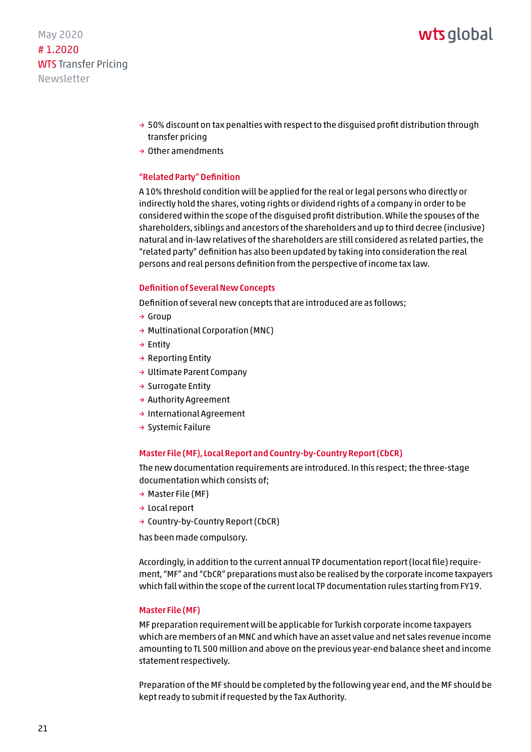- 50% discount on tax penalties with respect to the disguised profit distribution through transfer pricing
- Other amendments

### "Related Party" Definition

A 10% threshold condition will be applied for the real or legal persons who directly or indirectly hold the shares, voting rights or dividend rights of a company in order to be considered within the scope of the disguised profit distribution. While the spouses of the shareholders, siblings and ancestors of the shareholders and up to third decree (inclusive) natural and in-law relatives of the shareholders are still considered as related parties, the "related party" definition has also been updated by taking into consideration the real persons and real persons definition from the perspective of income tax law.

### Definition of Several New Concepts

Definition of several new concepts that are introduced are as follows;

- Group
- Multinational Corporation (MNC)
- Entity
- Reporting Entity
- Ultimate Parent Company
- Surrogate Entity
- Authority Agreement
- International Agreement
- Systemic Failure

### Master File (MF), Local Report and Country-by-Country Report (CbCR)

The new documentation requirements are introduced. In this respect; the three-stage documentation which consists of;

- Master File (MF)
- Local report
- Country-by-Country Report (CbCR)

has been made compulsory.

Accordingly, in addition to the current annual TP documentation report (local file) requirement, "MF" and "CbCR" preparations must also be realised by the corporate income taxpayers which fall within the scope of the current local TP documentation rules starting from FY19.

### Master File (MF)

MF preparation requirement will be applicable for Turkish corporate income taxpayers which are members of an MNC and which have an asset value and net sales revenue income amounting to TL 500 million and above on the previous year-end balance sheet and income statement respectively.

Preparation of the MF should be completed by the following year end, and the MF should be kept ready to submit if requested by the Tax Authority.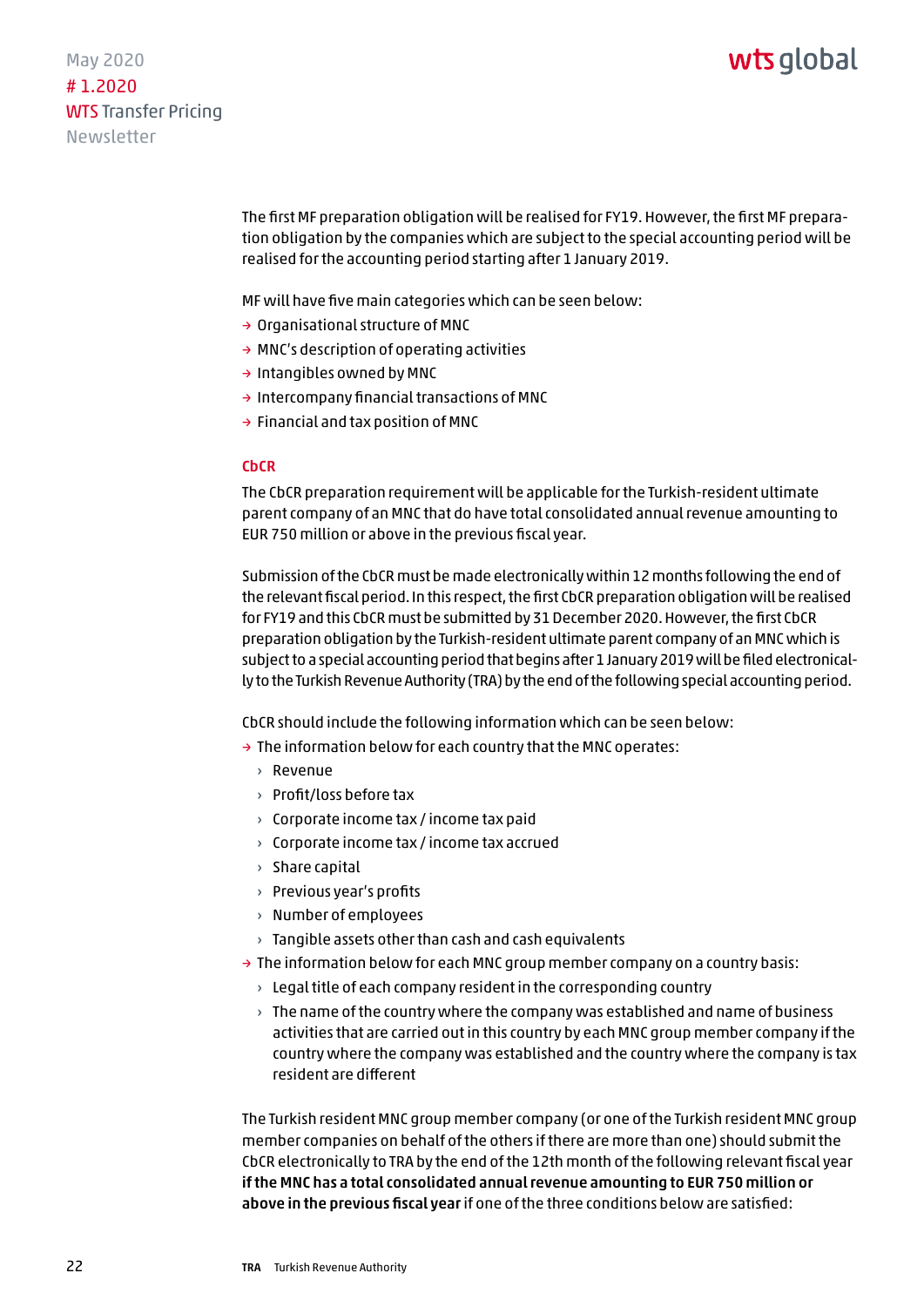The first MF preparation obligation will be realised for FY19. However, the first MF preparation obligation by the companies which are subject to the special accounting period will be realised for the accounting period starting after 1 January 2019.

MF will have five main categories which can be seen below:

- Organisational structure of MNC
- MNC's description of operating activities
- Intangibles owned by MNC
- Intercompany financial transactions of MNC
- Financial and tax position of MNC

### CbCR

The CbCR preparation requirement will be applicable for the Turkish-resident ultimate parent company of an MNC that do have total consolidated annual revenue amounting to EUR 750 million or above in the previous fiscal year.

Submission of the CbCR must be made electronically within 12 months following the end of the relevant fiscal period. In this respect, the first CbCR preparation obligation will be realised for FY19 and this CbCR must be submitted by 31 December 2020. However, the first CbCR preparation obligation by the Turkish-resident ultimate parent company of an MNC which is subject to a special accounting period that begins after 1 January 2019 will be filed electronically to the Turkish Revenue Authority (TRA) by the end of the following special accounting period.

CbCR should include the following information which can be seen below:

- The information below for each country that the MNC operates:
  - Revenue
  - Profit/loss before tax
  - Corporate income tax / income tax paid
  - Corporate income tax / income tax accrued
  - Share capital
  - Previous year's profits
  - Number of employees
  - Tangible assets other than cash and cash equivalents
- The information below for each MNC group member company on a country basis:
  - Legal title of each company resident in the corresponding country
  - The name of the country where the company was established and name of business activities that are carried out in this country by each MNC group member company if the country where the company was established and the country where the company is tax resident are different

The Turkish resident MNC group member company (or one of the Turkish resident MNC group member companies on behalf of the others if there are more than one) should submit the CbCR electronically to TRA by the end of the 12th month of the following relevant fiscal year **if the MNC has a total consolidated annual revenue amounting to EUR 750 million or above in the previous fiscal year** if one of the three conditions below are satisfied:

**TRA** Turkish Revenue Authority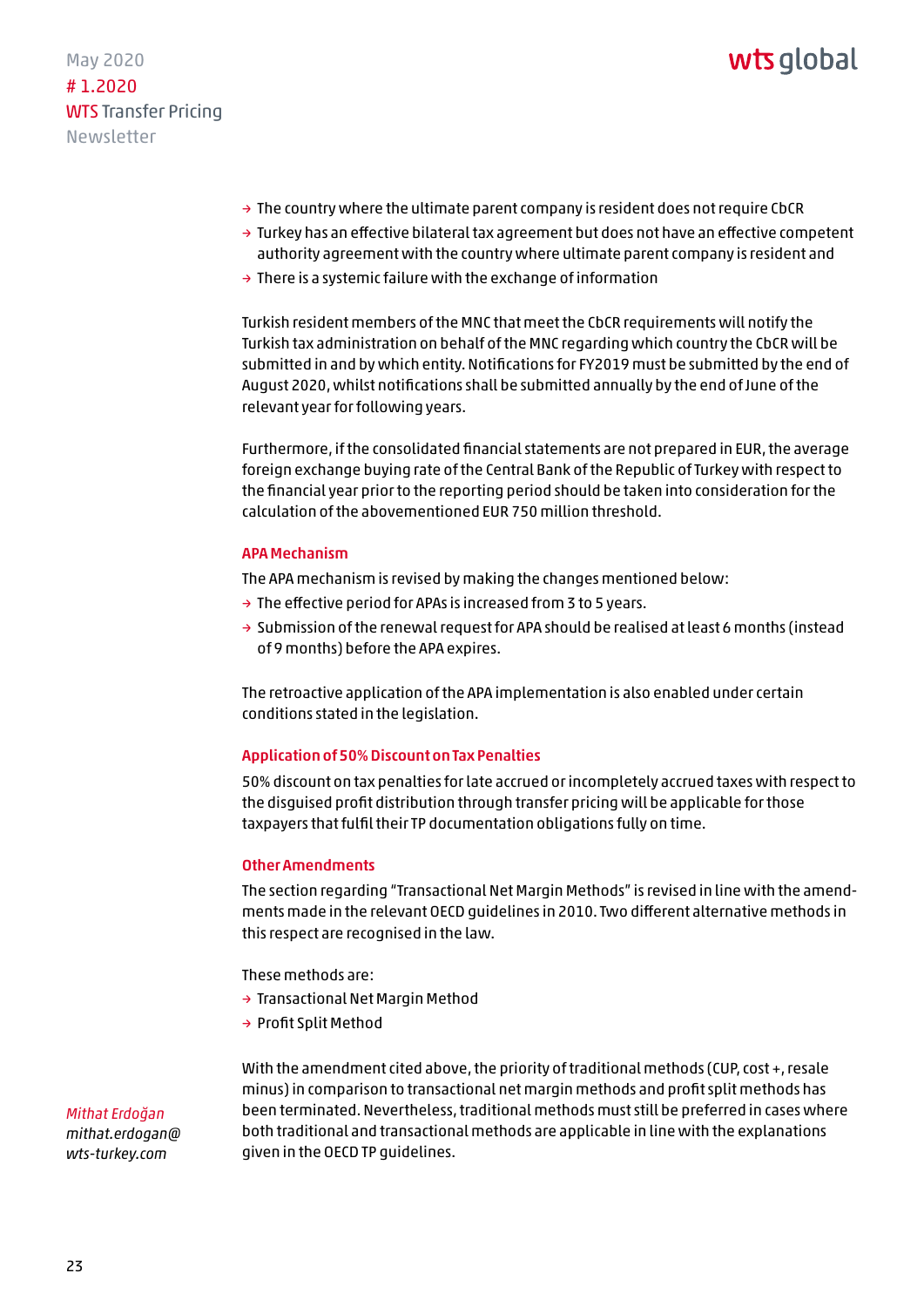- The country where the ultimate parent company is resident does not require CbCR
- Turkey has an effective bilateral tax agreement but does not have an effective competent authority agreement with the country where ultimate parent company is resident and
- There is a systemic failure with the exchange of information

Turkish resident members of the MNC that meet the CbCR requirements will notify the Turkish tax administration on behalf of the MNC regarding which country the CbCR will be submitted in and by which entity. Notifications for FY2019 must be submitted by the end of August 2020, whilst notifications shall be submitted annually by the end of June of the relevant year for following years.

Furthermore, if the consolidated financial statements are not prepared in EUR, the average foreign exchange buying rate of the Central Bank of the Republic of Turkey with respect to the financial year prior to the reporting period should be taken into consideration for the calculation of the abovementioned EUR 750 million threshold.

### APA Mechanism

The APA mechanism is revised by making the changes mentioned below:

- The effective period for APAs is increased from 3 to 5 years.
- Submission of the renewal request for APA should be realised at least 6 months (instead of 9 months) before the APA expires.

The retroactive application of the APA implementation is also enabled under certain conditions stated in the legislation.

### Application of 50% Discount on Tax Penalties

50% discount on tax penalties for late accrued or incompletely accrued taxes with respect to the disguised profit distribution through transfer pricing will be applicable for those taxpayers that fulfil their TP documentation obligations fully on time.

### Other Amendments

The section regarding "Transactional Net Margin Methods" is revised in line with the amendments made in the relevant OECD guidelines in 2010. Two different alternative methods in this respect are recognised in the law.

These methods are:

- Transactional Net Margin Method
- Profit Split Method

With the amendment cited above, the priority of traditional methods (CUP, cost +, resale minus) in comparison to transactional net margin methods and profit split methods has been terminated. Nevertheless, traditional methods must still be preferred in cases where both traditional and transactional methods are applicable in line with the explanations given in the OECD TP guidelines.

*Mithat Erdoğan*
*mithat.erdogan@wts-turkey.com*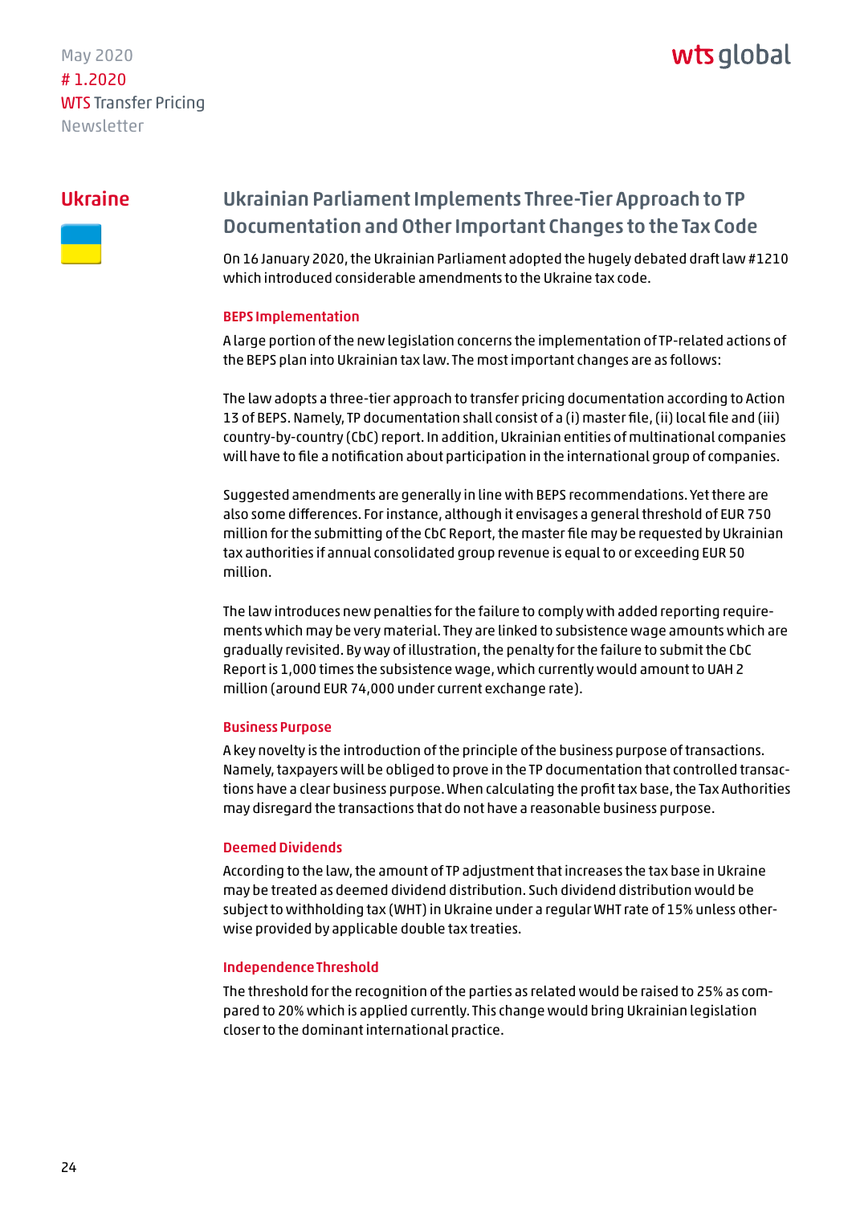## Ukraine

### Ukrainian Parliament Implements Three-Tier Approach to TP Documentation and Other Important Changes to the Tax Code

On 16 January 2020, the Ukrainian Parliament adopted the hugely debated draft law #1210 which introduced considerable amendments to the Ukraine tax code.

#### BEPS Implementation

A large portion of the new legislation concerns the implementation of TP-related actions of the BEPS plan into Ukrainian tax law. The most important changes are as follows:

The law adopts a three-tier approach to transfer pricing documentation according to Action 13 of BEPS. Namely, TP documentation shall consist of a (i) master file, (ii) local file and (iii) country-by-country (CbC) report. In addition, Ukrainian entities of multinational companies will have to file a notification about participation in the international group of companies.

Suggested amendments are generally in line with BEPS recommendations. Yet there are also some differences. For instance, although it envisages a general threshold of EUR 750 million for the submitting of the CbC Report, the master file may be requested by Ukrainian tax authorities if annual consolidated group revenue is equal to or exceeding EUR 50 million.

The law introduces new penalties for the failure to comply with added reporting requirements which may be very material. They are linked to subsistence wage amounts which are gradually revisited. By way of illustration, the penalty for the failure to submit the CbC Report is 1,000 times the subsistence wage, which currently would amount to UAH 2 million (around EUR 74,000 under current exchange rate).

#### Business Purpose

A key novelty is the introduction of the principle of the business purpose of transactions. Namely, taxpayers will be obliged to prove in the TP documentation that controlled transactions have a clear business purpose. When calculating the profit tax base, the Tax Authorities may disregard the transactions that do not have a reasonable business purpose.

#### Deemed Dividends

According to the law, the amount of TP adjustment that increases the tax base in Ukraine may be treated as deemed dividend distribution. Such dividend distribution would be subject to withholding tax (WHT) in Ukraine under a regular WHT rate of 15% unless otherwise provided by applicable double tax treaties.

#### Independence Threshold

The threshold for the recognition of the parties as related would be raised to 25% as compared to 20% which is applied currently. This change would bring Ukrainian legislation closer to the dominant international practice.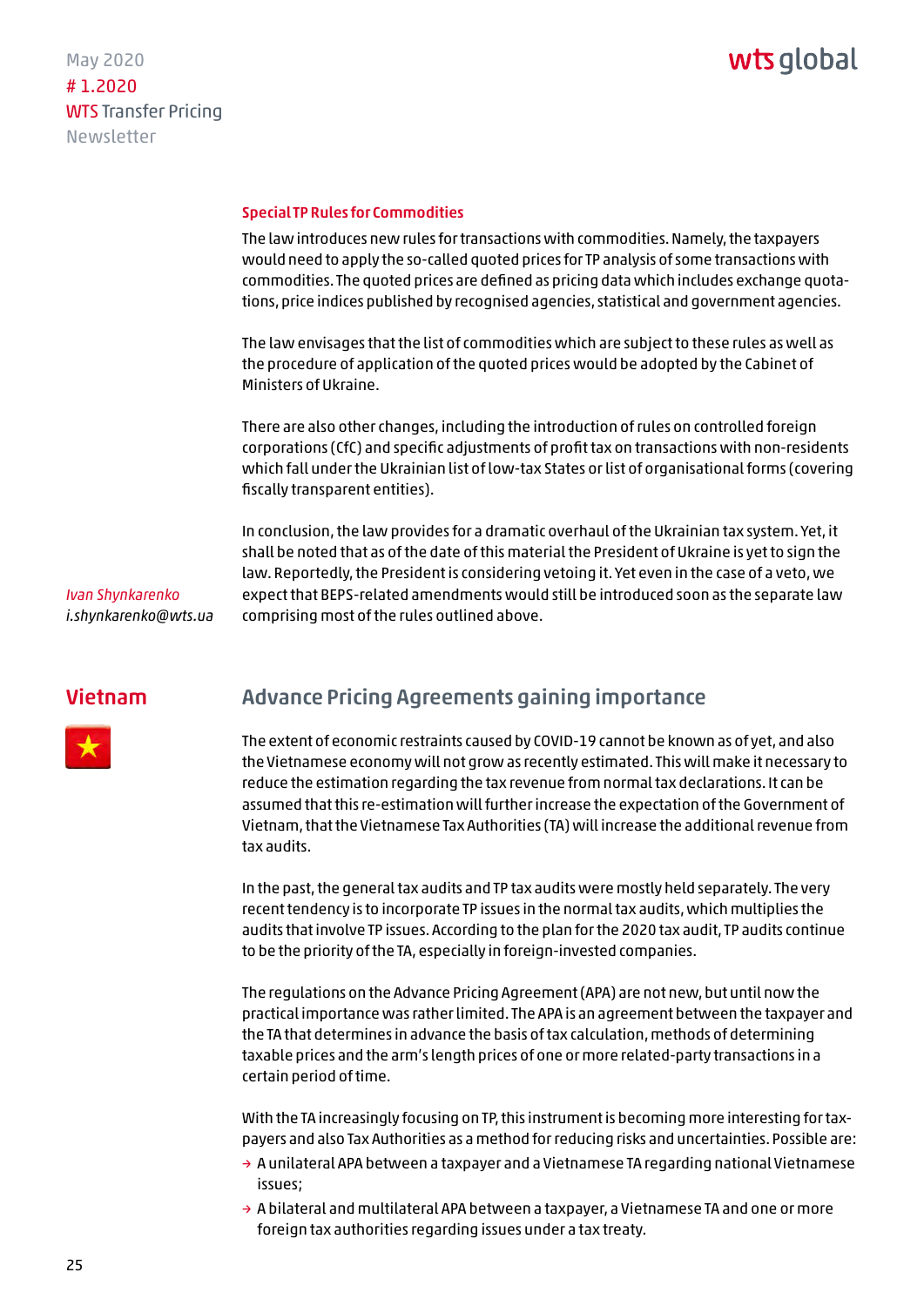### Special TP Rules for Commodities

The law introduces new rules for transactions with commodities. Namely, the taxpayers would need to apply the so-called quoted prices for TP analysis of some transactions with commodities. The quoted prices are defined as pricing data which includes exchange quotations, price indices published by recognised agencies, statistical and government agencies.

The law envisages that the list of commodities which are subject to these rules as well as the procedure of application of the quoted prices would be adopted by the Cabinet of Ministers of Ukraine.

There are also other changes, including the introduction of rules on controlled foreign corporations (CfC) and specific adjustments of profit tax on transactions with non-residents which fall under the Ukrainian list of low-tax States or list of organisational forms (covering fiscally transparent entities).

In conclusion, the law provides for a dramatic overhaul of the Ukrainian tax system. Yet, it shall be noted that as of the date of this material the President of Ukraine is yet to sign the law. Reportedly, the President is considering vetoing it. Yet even in the case of a veto, we expect that BEPS-related amendments would still be introduced soon as the separate law comprising most of the rules outlined above.

*Ivan Shynkarenko*
*i.shynkarenko@wts.ua*

## Vietnam

### Advance Pricing Agreements gaining importance

The extent of economic restraints caused by COVID-19 cannot be known as of yet, and also the Vietnamese economy will not grow as recently estimated. This will make it necessary to reduce the estimation regarding the tax revenue from normal tax declarations. It can be assumed that this re-estimation will further increase the expectation of the Government of Vietnam, that the Vietnamese Tax Authorities (TA) will increase the additional revenue from tax audits.

In the past, the general tax audits and TP tax audits were mostly held separately. The very recent tendency is to incorporate TP issues in the normal tax audits, which multiplies the audits that involve TP issues. According to the plan for the 2020 tax audit, TP audits continue to be the priority of the TA, especially in foreign-invested companies.

The regulations on the Advance Pricing Agreement (APA) are not new, but until now the practical importance was rather limited. The APA is an agreement between the taxpayer and the TA that determines in advance the basis of tax calculation, methods of determining taxable prices and the arm's length prices of one or more related-party transactions in a certain period of time.

With the TA increasingly focusing on TP, this instrument is becoming more interesting for taxpayers and also Tax Authorities as a method for reducing risks and uncertainties. Possible are:

- A unilateral APA between a taxpayer and a Vietnamese TA regarding national Vietnamese issues;
- A bilateral and multilateral APA between a taxpayer, a Vietnamese TA and one or more foreign tax authorities regarding issues under a tax treaty.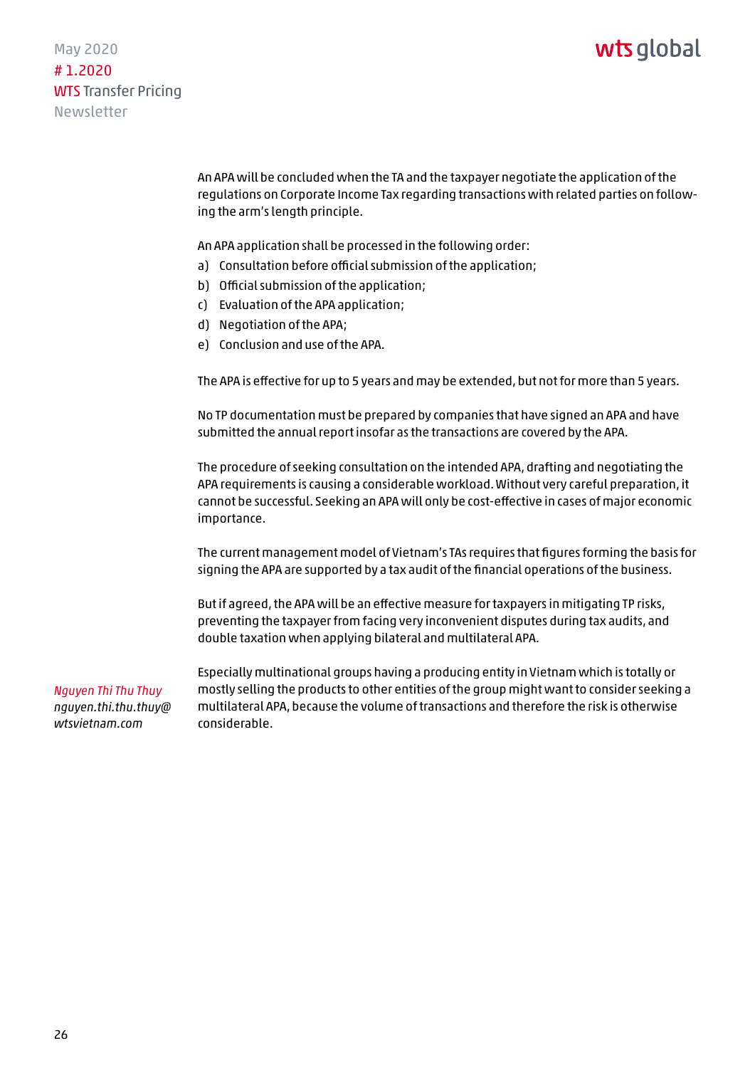An APA will be concluded when the TA and the taxpayer negotiate the application of the regulations on Corporate Income Tax regarding transactions with related parties on following the arm's length principle.

An APA application shall be processed in the following order:

a) Consultation before official submission of the application;
b) Official submission of the application;
c) Evaluation of the APA application;
d) Negotiation of the APA;
e) Conclusion and use of the APA.

The APA is effective for up to 5 years and may be extended, but not for more than 5 years.

No TP documentation must be prepared by companies that have signed an APA and have submitted the annual report insofar as the transactions are covered by the APA.

The procedure of seeking consultation on the intended APA, drafting and negotiating the APA requirements is causing a considerable workload. Without very careful preparation, it cannot be successful. Seeking an APA will only be cost-effective in cases of major economic importance.

The current management model of Vietnam's TAs requires that figures forming the basis for signing the APA are supported by a tax audit of the financial operations of the business.

But if agreed, the APA will be an effective measure for taxpayers in mitigating TP risks, preventing the taxpayer from facing very inconvenient disputes during tax audits, and double taxation when applying bilateral and multilateral APA.

Especially multinational groups having a producing entity in Vietnam which is totally or mostly selling the products to other entities of the group might want to consider seeking a multilateral APA, because the volume of transactions and therefore the risk is otherwise considerable.

*Nguyen Thi Thu Thuy*
*nguyen.thi.thu.thuy@wtsvietnam.com*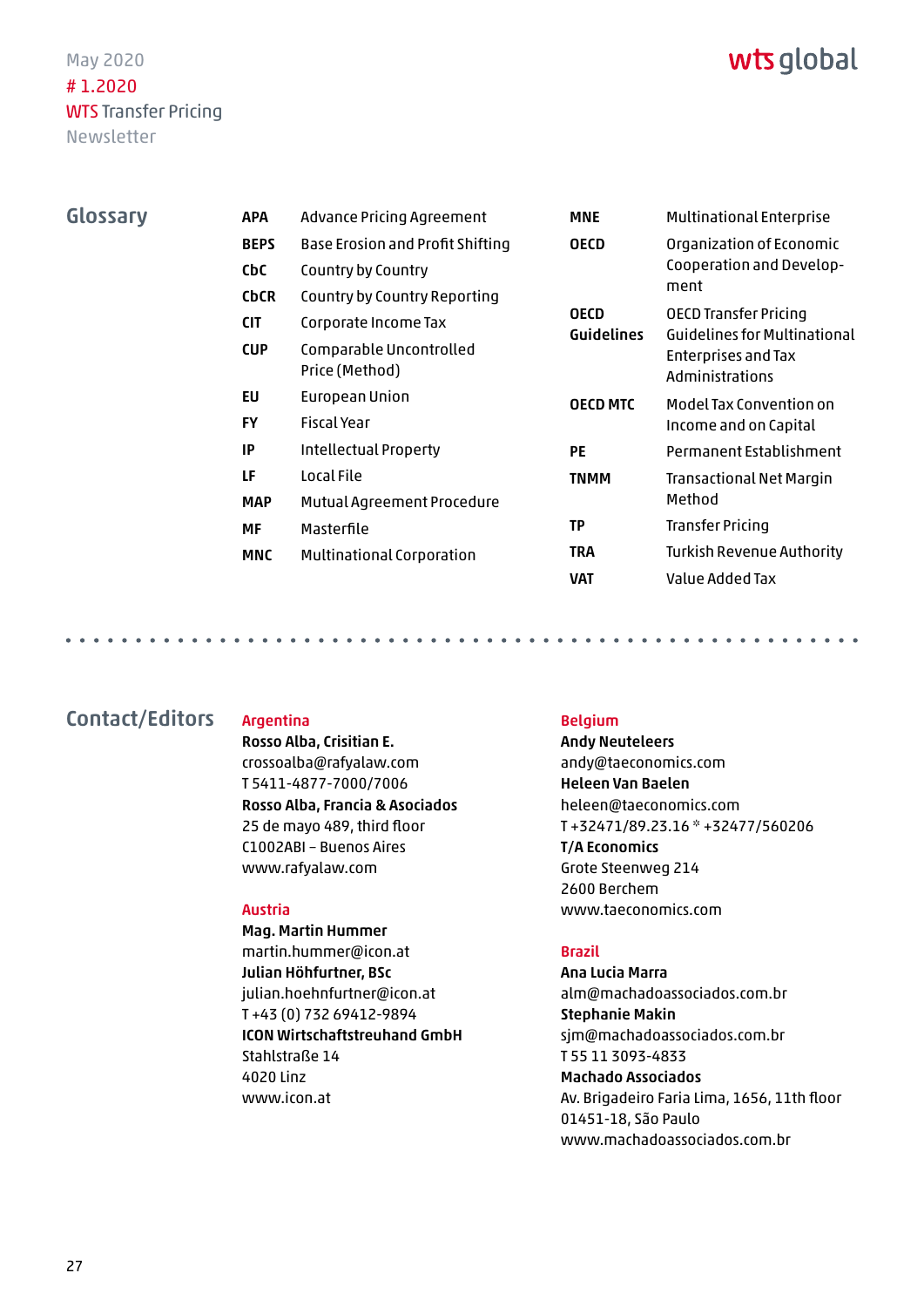## Glossary

| | |
|---|---|
| **APA** | Advance Pricing Agreement |
| **BEPS** | Base Erosion and Profit Shifting |
| **CbC** | Country by Country |
| **CbCR** | Country by Country Reporting |
| **CIT** | Corporate Income Tax |
| **CUP** | Comparable Uncontrolled Price (Method) |
| **EU** | European Union |
| **FY** | Fiscal Year |
| **IP** | Intellectual Property |
| **LF** | Local File |
| **MAP** | Mutual Agreement Procedure |
| **MF** | Masterfile |
| **MNC** | Multinational Corporation |
| **MNE** | Multinational Enterprise |
| **OECD** | Organization of Economic Cooperation and Development |
| **OECD Guidelines** | OECD Transfer Pricing Guidelines for Multinational Enterprises and Tax Administrations |
| **OECD MTC** | Model Tax Convention on Income and on Capital |
| **PE** | Permanent Establishment |
| **TNMM** | Transactional Net Margin Method |
| **TP** | Transfer Pricing |
| **TRA** | Turkish Revenue Authority |
| **VAT** | Value Added Tax |

## Contact/Editors

**Argentina**
**Rosso Alba, Cirisitian E.**
crossoalba@rafyalaw.com
T 5411-4877-7000/7006
**Rosso Alba, Francia & Asociados**
25 de mayo 489, third floor
C1002ABI – Buenos Aires
www.rafyalaw.com

**Austria**
**Mag. Martin Hummer**
martin.hummer@icon.at
**Julian Höhfurtner, BSc**
julian.hoehnfurtner@icon.at
T +43 (0) 732 69412-9894
**ICON Wirtschaftstreuhand GmbH**
Stahlstraße 14
4020 Linz
www.icon.at

**Belgium**
**Andy Neuteleers**
andy@taeconomics.com
**Heleen Van Baelen**
heleen@taeconomics.com
T +32471/89.23.16 * +32477/560206
**T/A Economics**
Grote Steenweg 214
2600 Berchem
www.taeconomics.com

**Brazil**
**Ana Lucia Marra**
alm@machadoassociados.com.br
**Stephanie Makin**
sjm@machadoassociados.com.br
T 55 11 3093-4833
**Machado Associados**
Av. Brigadeiro Faria Lima, 1656, 11th floor
01451-18, São Paulo
www.machadoassociados.com.br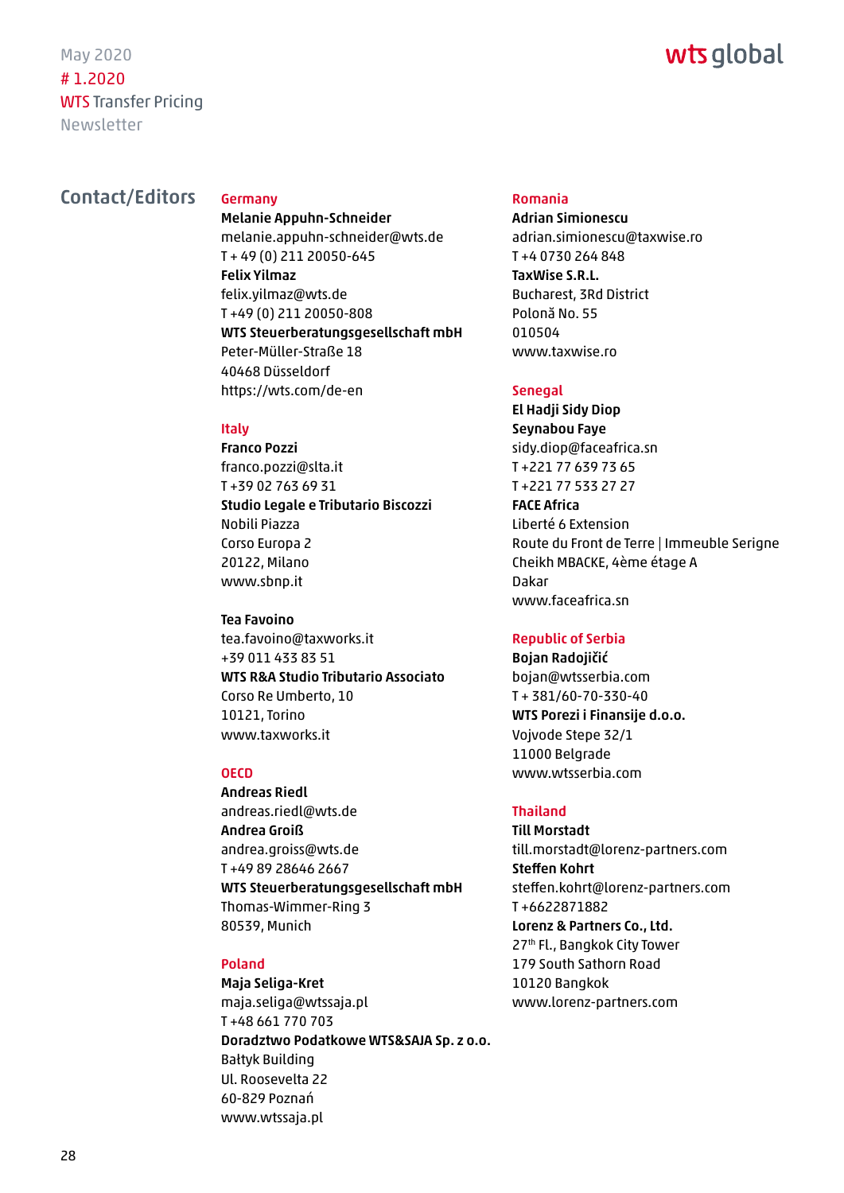## Contact/Editors

### Germany

**Melanie Appuhn-Schneider**
melanie.appuhn-schneider@wts.de
T + 49 (0) 211 20050-645
**Felix Yilmaz**
felix.yilmaz@wts.de
T +49 (0) 211 20050-808
**WTS Steuerberatungsgesellschaft mbH**
Peter-Müller-Straße 18
40468 Düsseldorf
https://wts.com/de-en

### Italy

**Franco Pozzi**
franco.pozzi@slta.it
T +39 02 763 69 31
**Studio Legale e Tributario Biscozzi**
Nobili Piazza
Corso Europa 2
20122, Milano
www.sbnp.it

**Tea Favoino**
tea.favoino@taxworks.it
+39 011 433 83 51
**WTS R&A Studio Tributario Associato**
Corso Re Umberto, 10
10121, Torino
www.taxworks.it

### OECD

**Andreas Riedl**
andreas.riedl@wts.de
**Andrea Groiß**
andrea.groiss@wts.de
T +49 89 28646 2667
**WTS Steuerberatungsgesellschaft mbH**
Thomas-Wimmer-Ring 3
80539, Munich

### Poland

**Maja Seliga-Kret**
maja.seliga@wtssaja.pl
T +48 661 770 703
**Doradztwo Podatkowe WTS&SAJA Sp. z o.o.**
Bałtyk Building
Ul. Roosevelta 22
60-829 Poznań
www.wtssaja.pl

### Romania

**Adrian Simionescu**
adrian.simionescu@taxwise.ro
T +4 0730 264 848
**TaxWise S.R.L.**
Bucharest, 3Rd District
Polonă No. 55
010504
www.taxwise.ro

### Senegal

**El Hadji Sidy Diop**
**Seynabou Faye**
sidy.diop@faceafrica.sn
T +221 77 639 73 65
T +221 77 533 27 27
**FACE Africa**
Liberté 6 Extension
Route du Front de Terre | Immeuble Serigne Cheikh MBACKE, 4ème étage A
Dakar
www.faceafrica.sn

### Republic of Serbia

**Bojan Radojičić**
bojan@wtsserbia.com
T + 381/60-70-330-40
**WTS Porezi i Finansije d.o.o.**
Vojvode Stepe 32/1
11000 Belgrade
www.wtsserbia.com

### Thailand

**Till Morstadt**
till.morstadt@lorenz-partners.com
**Steffen Kohrt**
steffen.kohrt@lorenz-partners.com
T +6622871882
**Lorenz & Partners Co., Ltd.**
27th Fl., Bangkok City Tower
179 South Sathorn Road
10120 Bangkok
www.lorenz-partners.com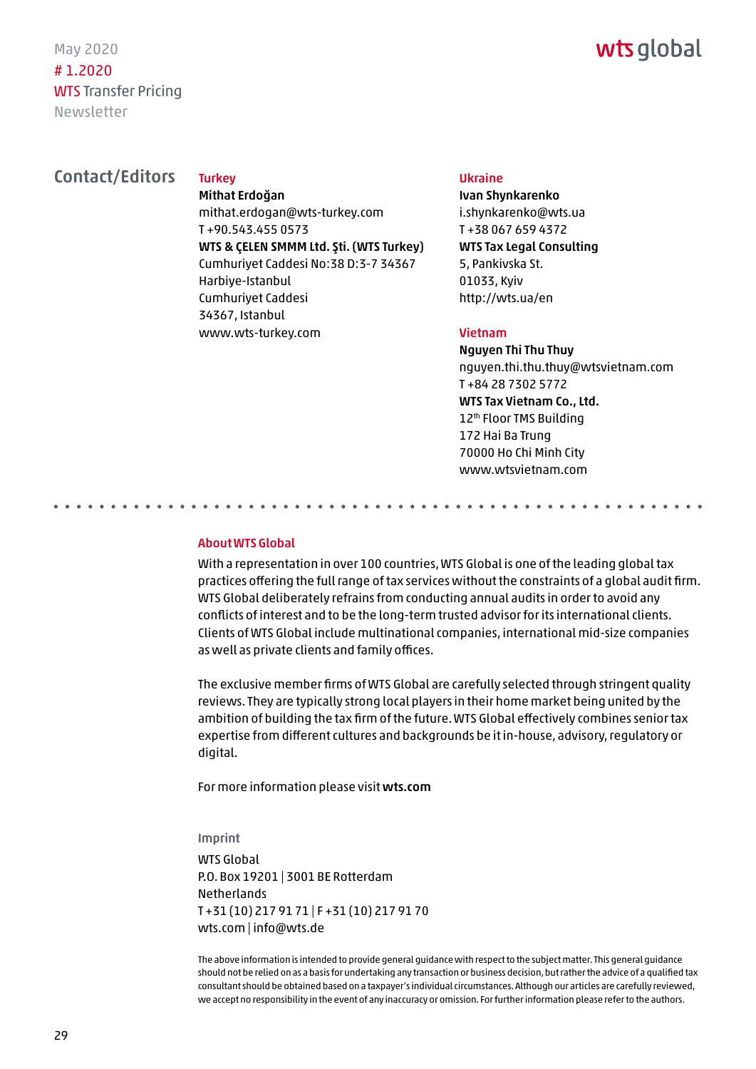## Contact/Editors

**Turkey**
**Mithat Erdoğan**
mithat.erdogan@wts-turkey.com
T +90.543.455 0573
**WTS & ÇELEN SMMM Ltd. Şti. (WTS Turkey)**
Cumhuriyet Caddesi No:38 D:3-7 34367
Harbiye-Istanbul
Cumhuriyet Caddesi
34367, Istanbul
www.wts-turkey.com

**Ukraine**
**Ivan Shynkarenko**
i.shynkarenko@wts.ua
T +38 067 659 4372
**WTS Tax Legal Consulting**
5, Pankivska St.
01033, Kyiv
http://wts.ua/en

**Vietnam**
**Nguyen Thi Thu Thuy**
nguyen.thi.thu.thuy@wtsvietnam.com
T +84 28 7302 5772
**WTS Tax Vietnam Co., Ltd.**
12th Floor TMS Building
172 Hai Ba Trung
70000 Ho Chi Minh City
www.wtsvietnam.com

### About WTS Global

With a representation in over 100 countries, WTS Global is one of the leading global tax practices offering the full range of tax services without the constraints of a global audit firm. WTS Global deliberately refrains from conducting annual audits in order to avoid any conflicts of interest and to be the long-term trusted advisor for its international clients. Clients of WTS Global include multinational companies, international mid-size companies as well as private clients and family offices.

The exclusive member firms of WTS Global are carefully selected through stringent quality reviews. They are typically strong local players in their home market being united by the ambition of building the tax firm of the future. WTS Global effectively combines senior tax expertise from different cultures and backgrounds be it in-house, advisory, regulatory or digital.

For more information please visit **wts.com**

### Imprint

WTS Global
P.O. Box 19201 | 3001 BE Rotterdam
Netherlands
T +31 (10) 217 91 71 | F +31 (10) 217 91 70
wts.com | info@wts.de

The above information is intended to provide general guidance with respect to the subject matter. This general guidance should not be relied on as a basis for undertaking any transaction or business decision, but rather the advice of a qualified tax consultant should be obtained based on a taxpayer's individual circumstances. Although our articles are carefully reviewed, we accept no responsibility in the event of any inaccuracy or omission. For further information please refer to the authors.